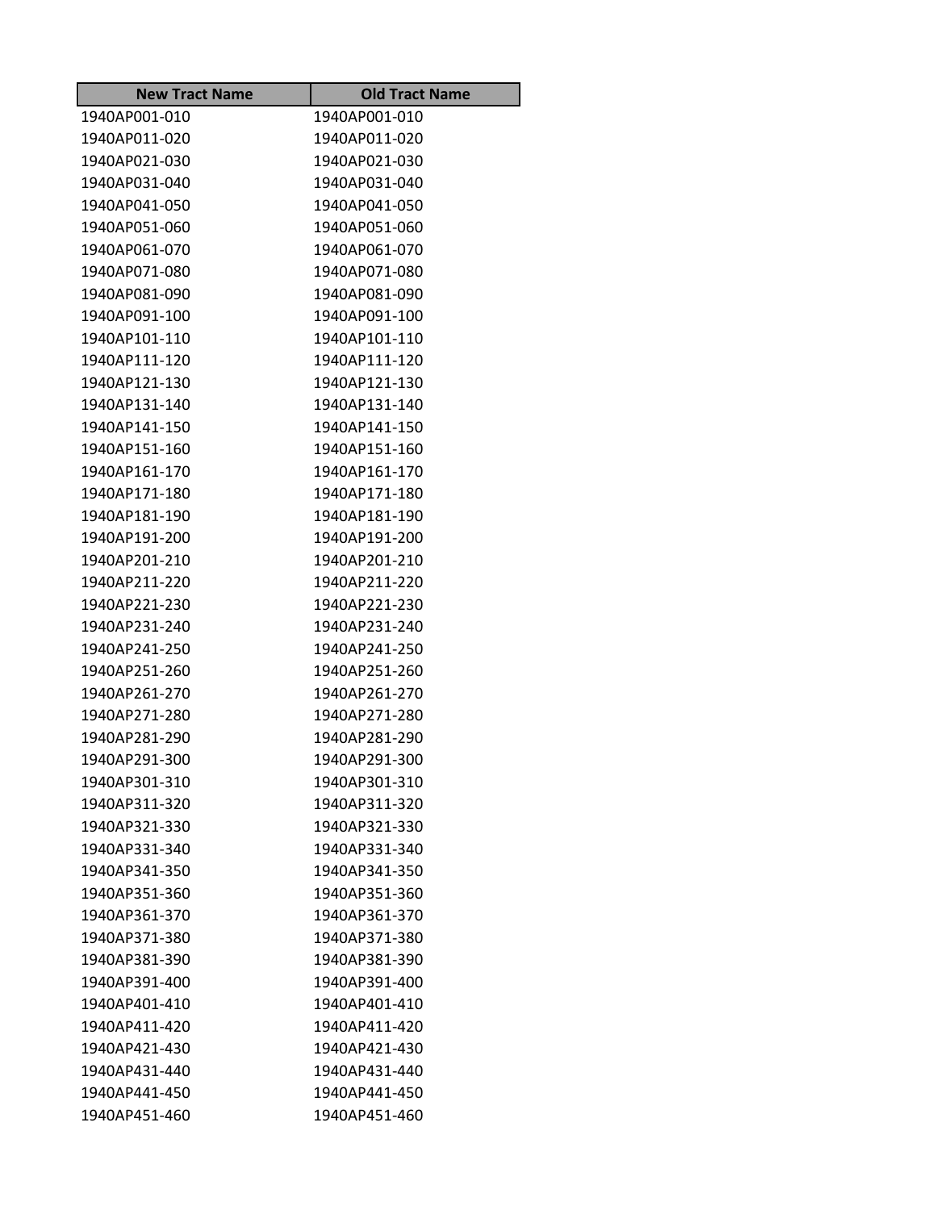| New Tract Name | Old Tract Name |
|---|---|
| 1940AP001-010 | 1940AP001-010 |
| 1940AP011-020 | 1940AP011-020 |
| 1940AP021-030 | 1940AP021-030 |
| 1940AP031-040 | 1940AP031-040 |
| 1940AP041-050 | 1940AP041-050 |
| 1940AP051-060 | 1940AP051-060 |
| 1940AP061-070 | 1940AP061-070 |
| 1940AP071-080 | 1940AP071-080 |
| 1940AP081-090 | 1940AP081-090 |
| 1940AP091-100 | 1940AP091-100 |
| 1940AP101-110 | 1940AP101-110 |
| 1940AP111-120 | 1940AP111-120 |
| 1940AP121-130 | 1940AP121-130 |
| 1940AP131-140 | 1940AP131-140 |
| 1940AP141-150 | 1940AP141-150 |
| 1940AP151-160 | 1940AP151-160 |
| 1940AP161-170 | 1940AP161-170 |
| 1940AP171-180 | 1940AP171-180 |
| 1940AP181-190 | 1940AP181-190 |
| 1940AP191-200 | 1940AP191-200 |
| 1940AP201-210 | 1940AP201-210 |
| 1940AP211-220 | 1940AP211-220 |
| 1940AP221-230 | 1940AP221-230 |
| 1940AP231-240 | 1940AP231-240 |
| 1940AP241-250 | 1940AP241-250 |
| 1940AP251-260 | 1940AP251-260 |
| 1940AP261-270 | 1940AP261-270 |
| 1940AP271-280 | 1940AP271-280 |
| 1940AP281-290 | 1940AP281-290 |
| 1940AP291-300 | 1940AP291-300 |
| 1940AP301-310 | 1940AP301-310 |
| 1940AP311-320 | 1940AP311-320 |
| 1940AP321-330 | 1940AP321-330 |
| 1940AP331-340 | 1940AP331-340 |
| 1940AP341-350 | 1940AP341-350 |
| 1940AP351-360 | 1940AP351-360 |
| 1940AP361-370 | 1940AP361-370 |
| 1940AP371-380 | 1940AP371-380 |
| 1940AP381-390 | 1940AP381-390 |
| 1940AP391-400 | 1940AP391-400 |
| 1940AP401-410 | 1940AP401-410 |
| 1940AP411-420 | 1940AP411-420 |
| 1940AP421-430 | 1940AP421-430 |
| 1940AP431-440 | 1940AP431-440 |
| 1940AP441-450 | 1940AP441-450 |
| 1940AP451-460 | 1940AP451-460 |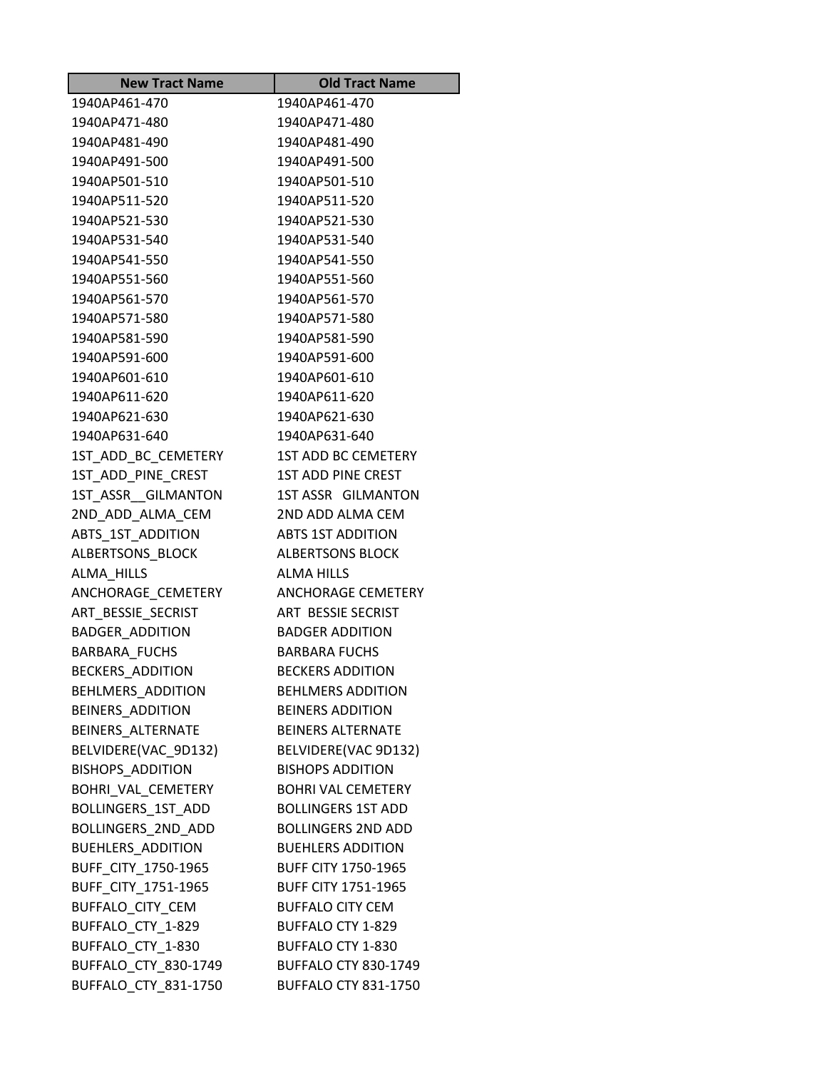| New Tract Name | Old Tract Name |
|---|---|
| 1940AP461-470 | 1940AP461-470 |
| 1940AP471-480 | 1940AP471-480 |
| 1940AP481-490 | 1940AP481-490 |
| 1940AP491-500 | 1940AP491-500 |
| 1940AP501-510 | 1940AP501-510 |
| 1940AP511-520 | 1940AP511-520 |
| 1940AP521-530 | 1940AP521-530 |
| 1940AP531-540 | 1940AP531-540 |
| 1940AP541-550 | 1940AP541-550 |
| 1940AP551-560 | 1940AP551-560 |
| 1940AP561-570 | 1940AP561-570 |
| 1940AP571-580 | 1940AP571-580 |
| 1940AP581-590 | 1940AP581-590 |
| 1940AP591-600 | 1940AP591-600 |
| 1940AP601-610 | 1940AP601-610 |
| 1940AP611-620 | 1940AP611-620 |
| 1940AP621-630 | 1940AP621-630 |
| 1940AP631-640 | 1940AP631-640 |
| 1ST_ADD_BC_CEMETERY | 1ST ADD BC CEMETERY |
| 1ST_ADD_PINE_CREST | 1ST ADD PINE CREST |
| 1ST_ASSR__GILMANTON | 1ST ASSR   GILMANTON |
| 2ND_ADD_ALMA_CEM | 2ND ADD ALMA CEM |
| ABTS_1ST_ADDITION | ABTS 1ST ADDITION |
| ALBERTSONS_BLOCK | ALBERTSONS BLOCK |
| ALMA_HILLS | ALMA HILLS |
| ANCHORAGE_CEMETERY | ANCHORAGE CEMETERY |
| ART_BESSIE_SECRIST | ART  BESSIE SECRIST |
| BADGER_ADDITION | BADGER ADDITION |
| BARBARA_FUCHS | BARBARA FUCHS |
| BECKERS_ADDITION | BECKERS ADDITION |
| BEHLMERS_ADDITION | BEHLMERS ADDITION |
| BEINERS_ADDITION | BEINERS ADDITION |
| BEINERS_ALTERNATE | BEINERS ALTERNATE |
| BELVIDERE(VAC_9D132) | BELVIDERE(VAC 9D132) |
| BISHOPS_ADDITION | BISHOPS ADDITION |
| BOHRI_VAL_CEMETERY | BOHRI VAL CEMETERY |
| BOLLINGERS_1ST_ADD | BOLLINGERS 1ST ADD |
| BOLLINGERS_2ND_ADD | BOLLINGERS 2ND ADD |
| BUEHLERS_ADDITION | BUEHLERS ADDITION |
| BUFF_CITY_1750-1965 | BUFF CITY 1750-1965 |
| BUFF_CITY_1751-1965 | BUFF CITY 1751-1965 |
| BUFFALO_CITY_CEM | BUFFALO CITY CEM |
| BUFFALO_CTY_1-829 | BUFFALO CTY 1-829 |
| BUFFALO_CTY_1-830 | BUFFALO CTY 1-830 |
| BUFFALO_CTY_830-1749 | BUFFALO CTY 830-1749 |
| BUFFALO_CTY_831-1750 | BUFFALO CTY 831-1750 |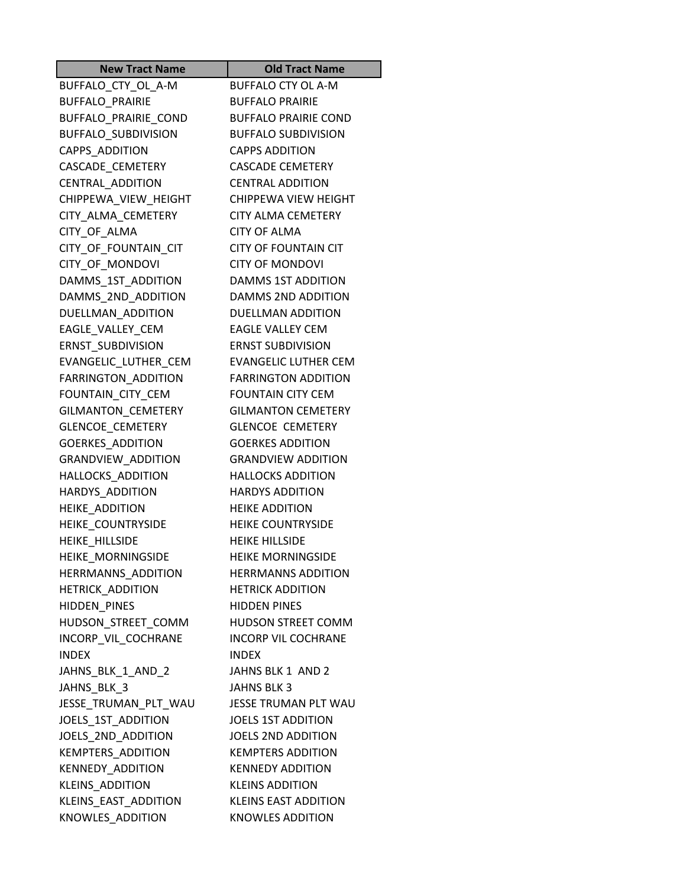| New Tract Name | Old Tract Name |
| --- | --- |
| BUFFALO_CTY_OL_A-M | BUFFALO CTY OL A-M |
| BUFFALO_PRAIRIE | BUFFALO PRAIRIE |
| BUFFALO_PRAIRIE_COND | BUFFALO PRAIRIE COND |
| BUFFALO_SUBDIVISION | BUFFALO SUBDIVISION |
| CAPPS_ADDITION | CAPPS ADDITION |
| CASCADE_CEMETERY | CASCADE CEMETERY |
| CENTRAL_ADDITION | CENTRAL ADDITION |
| CHIPPEWA_VIEW_HEIGHT | CHIPPEWA VIEW HEIGHT |
| CITY_ALMA_CEMETERY | CITY ALMA CEMETERY |
| CITY_OF_ALMA | CITY OF ALMA |
| CITY_OF_FOUNTAIN_CIT | CITY OF FOUNTAIN CIT |
| CITY_OF_MONDOVI | CITY OF MONDOVI |
| DAMMS_1ST_ADDITION | DAMMS 1ST ADDITION |
| DAMMS_2ND_ADDITION | DAMMS 2ND ADDITION |
| DUELLMAN_ADDITION | DUELLMAN ADDITION |
| EAGLE_VALLEY_CEM | EAGLE VALLEY CEM |
| ERNST_SUBDIVISION | ERNST SUBDIVISION |
| EVANGELIC_LUTHER_CEM | EVANGELIC LUTHER CEM |
| FARRINGTON_ADDITION | FARRINGTON ADDITION |
| FOUNTAIN_CITY_CEM | FOUNTAIN CITY CEM |
| GILMANTON_CEMETERY | GILMANTON CEMETERY |
| GLENCOE_CEMETERY | GLENCOE  CEMETERY |
| GOERKES_ADDITION | GOERKES ADDITION |
| GRANDVIEW_ADDITION | GRANDVIEW ADDITION |
| HALLOCKS_ADDITION | HALLOCKS ADDITION |
| HARDYS_ADDITION | HARDYS ADDITION |
| HEIKE_ADDITION | HEIKE ADDITION |
| HEIKE_COUNTRYSIDE | HEIKE COUNTRYSIDE |
| HEIKE_HILLSIDE | HEIKE HILLSIDE |
| HEIKE_MORNINGSIDE | HEIKE MORNINGSIDE |
| HERRMANNS_ADDITION | HERRMANNS ADDITION |
| HETRICK_ADDITION | HETRICK ADDITION |
| HIDDEN_PINES | HIDDEN PINES |
| HUDSON_STREET_COMM | HUDSON STREET COMM |
| INCORP_VIL_COCHRANE | INCORP VIL COCHRANE |
| INDEX | INDEX |
| JAHNS_BLK_1_AND_2 | JAHNS BLK 1  AND 2 |
| JAHNS_BLK_3 | JAHNS BLK 3 |
| JESSE_TRUMAN_PLT_WAU | JESSE TRUMAN PLT WAU |
| JOELS_1ST_ADDITION | JOELS 1ST ADDITION |
| JOELS_2ND_ADDITION | JOELS 2ND ADDITION |
| KEMPTERS_ADDITION | KEMPTERS ADDITION |
| KENNEDY_ADDITION | KENNEDY ADDITION |
| KLEINS_ADDITION | KLEINS ADDITION |
| KLEINS_EAST_ADDITION | KLEINS EAST ADDITION |
| KNOWLES_ADDITION | KNOWLES ADDITION |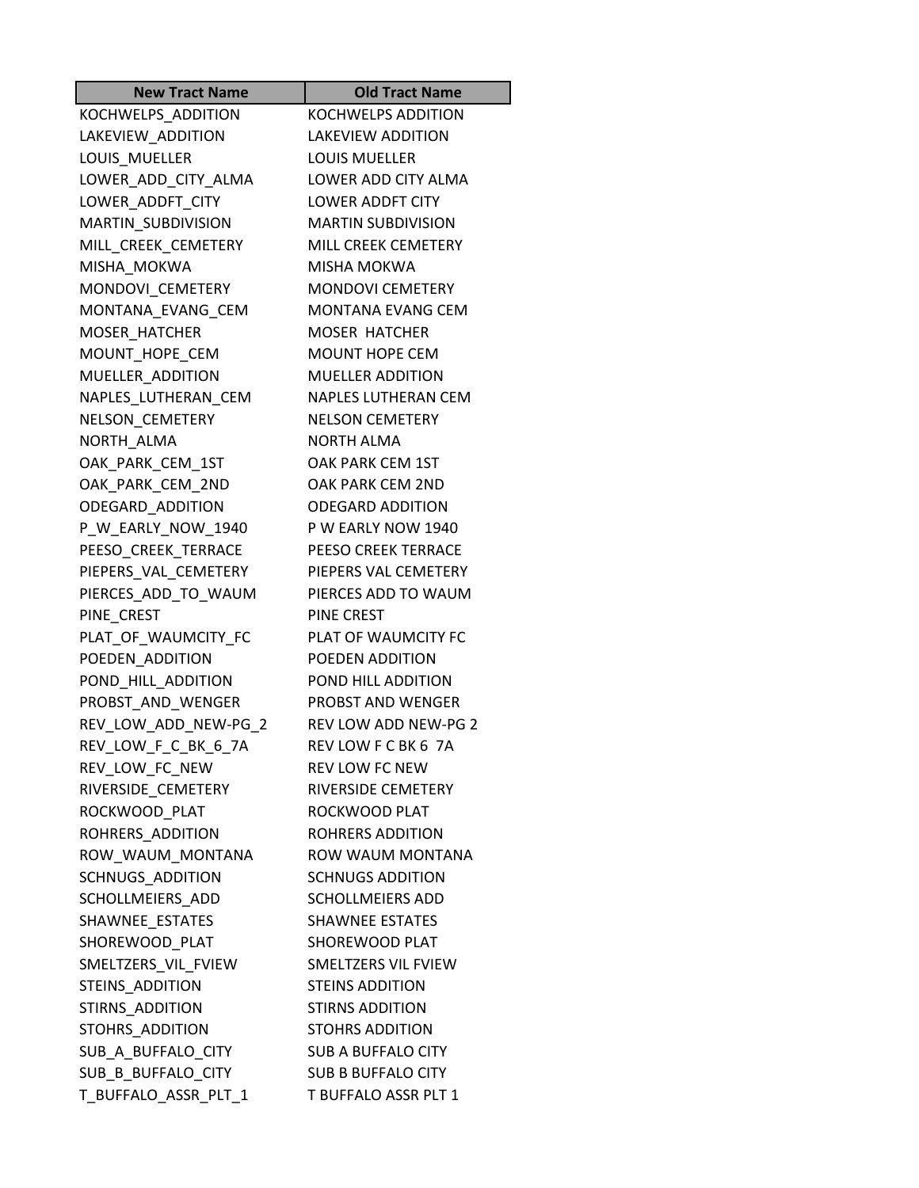| New Tract Name | Old Tract Name |
|---|---|
| KOCHWELPS_ADDITION | KOCHWELPS ADDITION |
| LAKEVIEW_ADDITION | LAKEVIEW ADDITION |
| LOUIS_MUELLER | LOUIS MUELLER |
| LOWER_ADD_CITY_ALMA | LOWER ADD CITY ALMA |
| LOWER_ADDFT_CITY | LOWER ADDFT CITY |
| MARTIN_SUBDIVISION | MARTIN SUBDIVISION |
| MILL_CREEK_CEMETERY | MILL CREEK CEMETERY |
| MISHA_MOKWA | MISHA MOKWA |
| MONDOVI_CEMETERY | MONDOVI CEMETERY |
| MONTANA_EVANG_CEM | MONTANA EVANG CEM |
| MOSER_HATCHER | MOSER  HATCHER |
| MOUNT_HOPE_CEM | MOUNT HOPE CEM |
| MUELLER_ADDITION | MUELLER ADDITION |
| NAPLES_LUTHERAN_CEM | NAPLES LUTHERAN CEM |
| NELSON_CEMETERY | NELSON CEMETERY |
| NORTH_ALMA | NORTH ALMA |
| OAK_PARK_CEM_1ST | OAK PARK CEM 1ST |
| OAK_PARK_CEM_2ND | OAK PARK CEM 2ND |
| ODEGARD_ADDITION | ODEGARD ADDITION |
| P_W_EARLY_NOW_1940 | P W EARLY NOW 1940 |
| PEESO_CREEK_TERRACE | PEESO CREEK TERRACE |
| PIEPERS_VAL_CEMETERY | PIEPERS VAL CEMETERY |
| PIERCES_ADD_TO_WAUM | PIERCES ADD TO WAUM |
| PINE_CREST | PINE CREST |
| PLAT_OF_WAUMCITY_FC | PLAT OF WAUMCITY FC |
| POEDEN_ADDITION | POEDEN ADDITION |
| POND_HILL_ADDITION | POND HILL ADDITION |
| PROBST_AND_WENGER | PROBST AND WENGER |
| REV_LOW_ADD_NEW-PG_2 | REV LOW ADD NEW-PG 2 |
| REV_LOW_F_C_BK_6_7A | REV LOW F C BK 6  7A |
| REV_LOW_FC_NEW | REV LOW FC NEW |
| RIVERSIDE_CEMETERY | RIVERSIDE CEMETERY |
| ROCKWOOD_PLAT | ROCKWOOD PLAT |
| ROHRERS_ADDITION | ROHRERS ADDITION |
| ROW_WAUM_MONTANA | ROW WAUM MONTANA |
| SCHNUGS_ADDITION | SCHNUGS ADDITION |
| SCHOLLMEIERS_ADD | SCHOLLMEIERS ADD |
| SHAWNEE_ESTATES | SHAWNEE ESTATES |
| SHOREWOOD_PLAT | SHOREWOOD PLAT |
| SMELTZERS_VIL_FVIEW | SMELTZERS VIL FVIEW |
| STEINS_ADDITION | STEINS ADDITION |
| STIRNS_ADDITION | STIRNS ADDITION |
| STOHRS_ADDITION | STOHRS ADDITION |
| SUB_A_BUFFALO_CITY | SUB A BUFFALO CITY |
| SUB_B_BUFFALO_CITY | SUB B BUFFALO CITY |
| T_BUFFALO_ASSR_PLT_1 | T BUFFALO ASSR PLT 1 |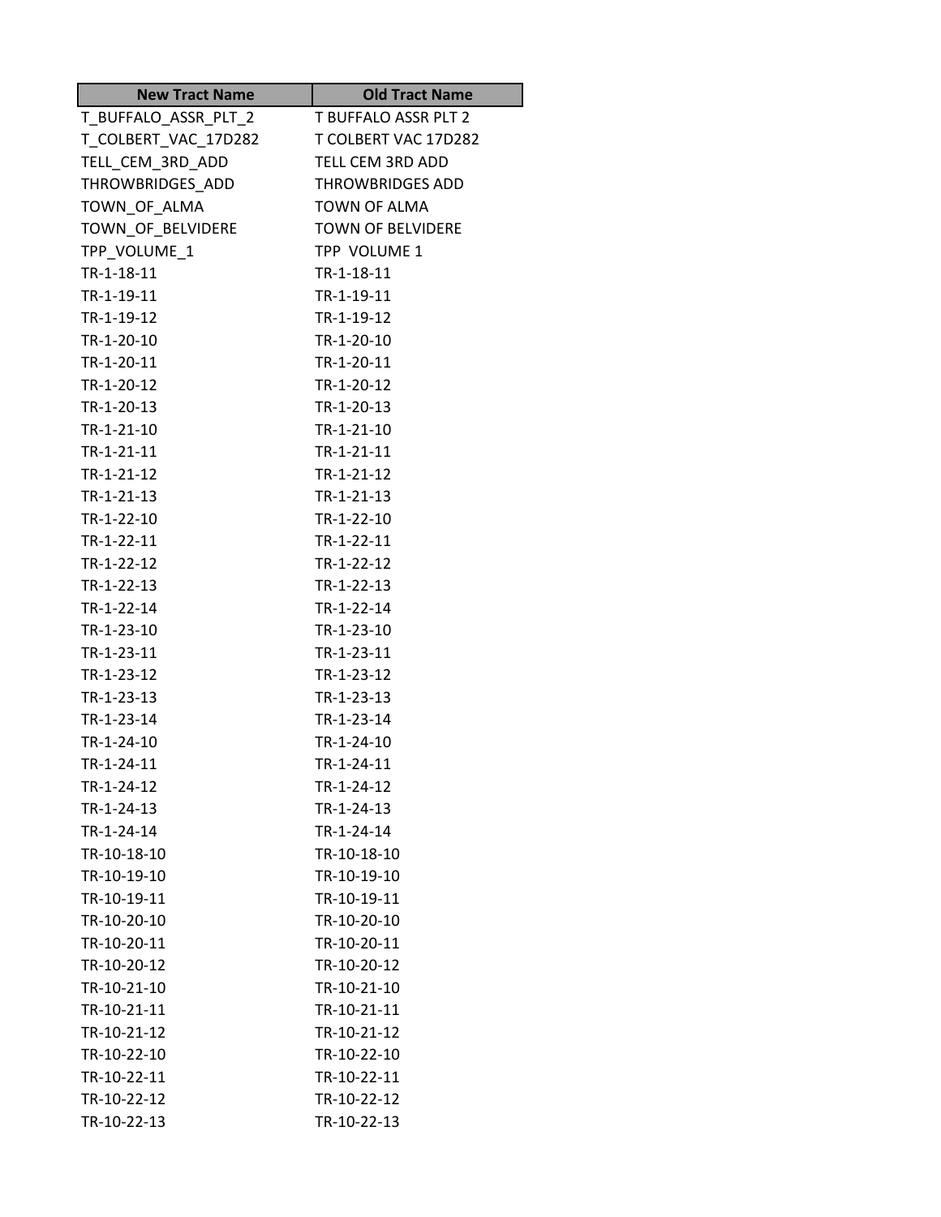| New Tract Name | Old Tract Name |
|---|---|
| T_BUFFALO_ASSR_PLT_2 | T BUFFALO ASSR PLT 2 |
| T_COLBERT_VAC_17D282 | T COLBERT VAC 17D282 |
| TELL_CEM_3RD_ADD | TELL CEM 3RD ADD |
| THROWBRIDGES_ADD | THROWBRIDGES ADD |
| TOWN_OF_ALMA | TOWN OF ALMA |
| TOWN_OF_BELVIDERE | TOWN OF BELVIDERE |
| TPP_VOLUME_1 | TPP  VOLUME 1 |
| TR-1-18-11 | TR-1-18-11 |
| TR-1-19-11 | TR-1-19-11 |
| TR-1-19-12 | TR-1-19-12 |
| TR-1-20-10 | TR-1-20-10 |
| TR-1-20-11 | TR-1-20-11 |
| TR-1-20-12 | TR-1-20-12 |
| TR-1-20-13 | TR-1-20-13 |
| TR-1-21-10 | TR-1-21-10 |
| TR-1-21-11 | TR-1-21-11 |
| TR-1-21-12 | TR-1-21-12 |
| TR-1-21-13 | TR-1-21-13 |
| TR-1-22-10 | TR-1-22-10 |
| TR-1-22-11 | TR-1-22-11 |
| TR-1-22-12 | TR-1-22-12 |
| TR-1-22-13 | TR-1-22-13 |
| TR-1-22-14 | TR-1-22-14 |
| TR-1-23-10 | TR-1-23-10 |
| TR-1-23-11 | TR-1-23-11 |
| TR-1-23-12 | TR-1-23-12 |
| TR-1-23-13 | TR-1-23-13 |
| TR-1-23-14 | TR-1-23-14 |
| TR-1-24-10 | TR-1-24-10 |
| TR-1-24-11 | TR-1-24-11 |
| TR-1-24-12 | TR-1-24-12 |
| TR-1-24-13 | TR-1-24-13 |
| TR-1-24-14 | TR-1-24-14 |
| TR-10-18-10 | TR-10-18-10 |
| TR-10-19-10 | TR-10-19-10 |
| TR-10-19-11 | TR-10-19-11 |
| TR-10-20-10 | TR-10-20-10 |
| TR-10-20-11 | TR-10-20-11 |
| TR-10-20-12 | TR-10-20-12 |
| TR-10-21-10 | TR-10-21-10 |
| TR-10-21-11 | TR-10-21-11 |
| TR-10-21-12 | TR-10-21-12 |
| TR-10-22-10 | TR-10-22-10 |
| TR-10-22-11 | TR-10-22-11 |
| TR-10-22-12 | TR-10-22-12 |
| TR-10-22-13 | TR-10-22-13 |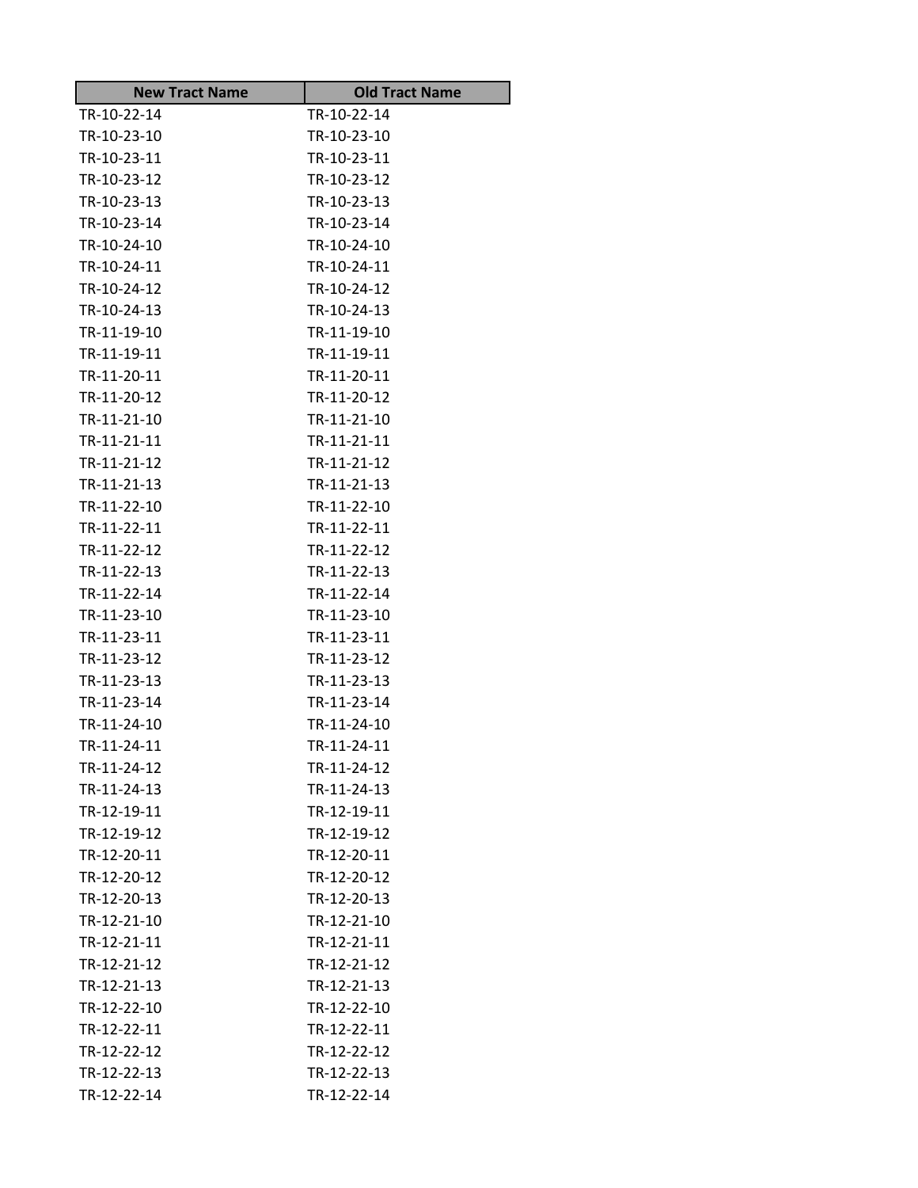| New Tract Name | Old Tract Name |
| --- | --- |
| TR-10-22-14 | TR-10-22-14 |
| TR-10-23-10 | TR-10-23-10 |
| TR-10-23-11 | TR-10-23-11 |
| TR-10-23-12 | TR-10-23-12 |
| TR-10-23-13 | TR-10-23-13 |
| TR-10-23-14 | TR-10-23-14 |
| TR-10-24-10 | TR-10-24-10 |
| TR-10-24-11 | TR-10-24-11 |
| TR-10-24-12 | TR-10-24-12 |
| TR-10-24-13 | TR-10-24-13 |
| TR-11-19-10 | TR-11-19-10 |
| TR-11-19-11 | TR-11-19-11 |
| TR-11-20-11 | TR-11-20-11 |
| TR-11-20-12 | TR-11-20-12 |
| TR-11-21-10 | TR-11-21-10 |
| TR-11-21-11 | TR-11-21-11 |
| TR-11-21-12 | TR-11-21-12 |
| TR-11-21-13 | TR-11-21-13 |
| TR-11-22-10 | TR-11-22-10 |
| TR-11-22-11 | TR-11-22-11 |
| TR-11-22-12 | TR-11-22-12 |
| TR-11-22-13 | TR-11-22-13 |
| TR-11-22-14 | TR-11-22-14 |
| TR-11-23-10 | TR-11-23-10 |
| TR-11-23-11 | TR-11-23-11 |
| TR-11-23-12 | TR-11-23-12 |
| TR-11-23-13 | TR-11-23-13 |
| TR-11-23-14 | TR-11-23-14 |
| TR-11-24-10 | TR-11-24-10 |
| TR-11-24-11 | TR-11-24-11 |
| TR-11-24-12 | TR-11-24-12 |
| TR-11-24-13 | TR-11-24-13 |
| TR-12-19-11 | TR-12-19-11 |
| TR-12-19-12 | TR-12-19-12 |
| TR-12-20-11 | TR-12-20-11 |
| TR-12-20-12 | TR-12-20-12 |
| TR-12-20-13 | TR-12-20-13 |
| TR-12-21-10 | TR-12-21-10 |
| TR-12-21-11 | TR-12-21-11 |
| TR-12-21-12 | TR-12-21-12 |
| TR-12-21-13 | TR-12-21-13 |
| TR-12-22-10 | TR-12-22-10 |
| TR-12-22-11 | TR-12-22-11 |
| TR-12-22-12 | TR-12-22-12 |
| TR-12-22-13 | TR-12-22-13 |
| TR-12-22-14 | TR-12-22-14 |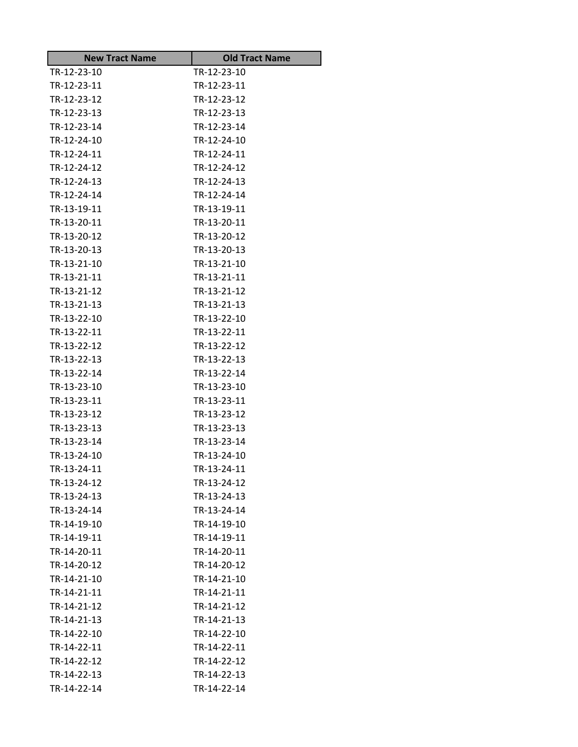| New Tract Name | Old Tract Name |
| --- | --- |
| TR-12-23-10 | TR-12-23-10 |
| TR-12-23-11 | TR-12-23-11 |
| TR-12-23-12 | TR-12-23-12 |
| TR-12-23-13 | TR-12-23-13 |
| TR-12-23-14 | TR-12-23-14 |
| TR-12-24-10 | TR-12-24-10 |
| TR-12-24-11 | TR-12-24-11 |
| TR-12-24-12 | TR-12-24-12 |
| TR-12-24-13 | TR-12-24-13 |
| TR-12-24-14 | TR-12-24-14 |
| TR-13-19-11 | TR-13-19-11 |
| TR-13-20-11 | TR-13-20-11 |
| TR-13-20-12 | TR-13-20-12 |
| TR-13-20-13 | TR-13-20-13 |
| TR-13-21-10 | TR-13-21-10 |
| TR-13-21-11 | TR-13-21-11 |
| TR-13-21-12 | TR-13-21-12 |
| TR-13-21-13 | TR-13-21-13 |
| TR-13-22-10 | TR-13-22-10 |
| TR-13-22-11 | TR-13-22-11 |
| TR-13-22-12 | TR-13-22-12 |
| TR-13-22-13 | TR-13-22-13 |
| TR-13-22-14 | TR-13-22-14 |
| TR-13-23-10 | TR-13-23-10 |
| TR-13-23-11 | TR-13-23-11 |
| TR-13-23-12 | TR-13-23-12 |
| TR-13-23-13 | TR-13-23-13 |
| TR-13-23-14 | TR-13-23-14 |
| TR-13-24-10 | TR-13-24-10 |
| TR-13-24-11 | TR-13-24-11 |
| TR-13-24-12 | TR-13-24-12 |
| TR-13-24-13 | TR-13-24-13 |
| TR-13-24-14 | TR-13-24-14 |
| TR-14-19-10 | TR-14-19-10 |
| TR-14-19-11 | TR-14-19-11 |
| TR-14-20-11 | TR-14-20-11 |
| TR-14-20-12 | TR-14-20-12 |
| TR-14-21-10 | TR-14-21-10 |
| TR-14-21-11 | TR-14-21-11 |
| TR-14-21-12 | TR-14-21-12 |
| TR-14-21-13 | TR-14-21-13 |
| TR-14-22-10 | TR-14-22-10 |
| TR-14-22-11 | TR-14-22-11 |
| TR-14-22-12 | TR-14-22-12 |
| TR-14-22-13 | TR-14-22-13 |
| TR-14-22-14 | TR-14-22-14 |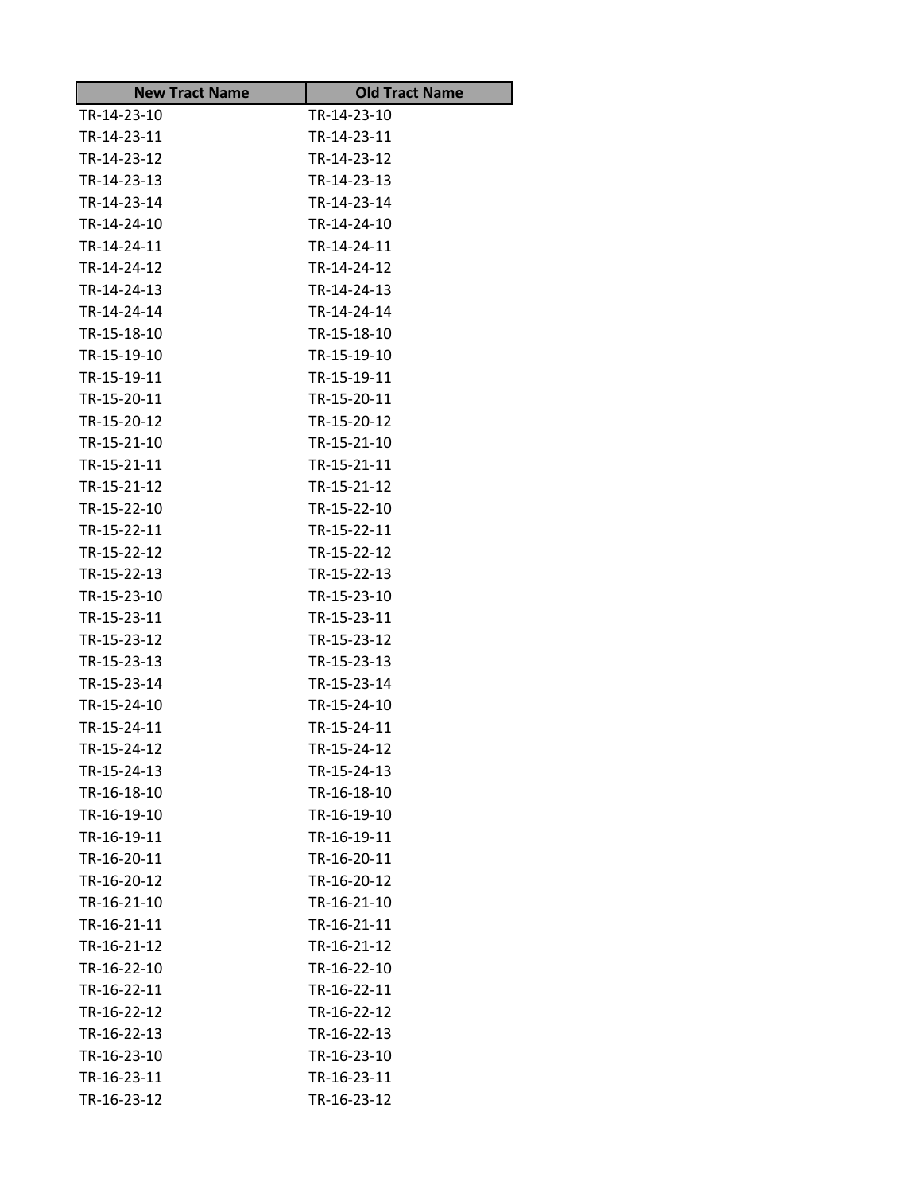| New Tract Name | Old Tract Name |
| --- | --- |
| TR-14-23-10 | TR-14-23-10 |
| TR-14-23-11 | TR-14-23-11 |
| TR-14-23-12 | TR-14-23-12 |
| TR-14-23-13 | TR-14-23-13 |
| TR-14-23-14 | TR-14-23-14 |
| TR-14-24-10 | TR-14-24-10 |
| TR-14-24-11 | TR-14-24-11 |
| TR-14-24-12 | TR-14-24-12 |
| TR-14-24-13 | TR-14-24-13 |
| TR-14-24-14 | TR-14-24-14 |
| TR-15-18-10 | TR-15-18-10 |
| TR-15-19-10 | TR-15-19-10 |
| TR-15-19-11 | TR-15-19-11 |
| TR-15-20-11 | TR-15-20-11 |
| TR-15-20-12 | TR-15-20-12 |
| TR-15-21-10 | TR-15-21-10 |
| TR-15-21-11 | TR-15-21-11 |
| TR-15-21-12 | TR-15-21-12 |
| TR-15-22-10 | TR-15-22-10 |
| TR-15-22-11 | TR-15-22-11 |
| TR-15-22-12 | TR-15-22-12 |
| TR-15-22-13 | TR-15-22-13 |
| TR-15-23-10 | TR-15-23-10 |
| TR-15-23-11 | TR-15-23-11 |
| TR-15-23-12 | TR-15-23-12 |
| TR-15-23-13 | TR-15-23-13 |
| TR-15-23-14 | TR-15-23-14 |
| TR-15-24-10 | TR-15-24-10 |
| TR-15-24-11 | TR-15-24-11 |
| TR-15-24-12 | TR-15-24-12 |
| TR-15-24-13 | TR-15-24-13 |
| TR-16-18-10 | TR-16-18-10 |
| TR-16-19-10 | TR-16-19-10 |
| TR-16-19-11 | TR-16-19-11 |
| TR-16-20-11 | TR-16-20-11 |
| TR-16-20-12 | TR-16-20-12 |
| TR-16-21-10 | TR-16-21-10 |
| TR-16-21-11 | TR-16-21-11 |
| TR-16-21-12 | TR-16-21-12 |
| TR-16-22-10 | TR-16-22-10 |
| TR-16-22-11 | TR-16-22-11 |
| TR-16-22-12 | TR-16-22-12 |
| TR-16-22-13 | TR-16-22-13 |
| TR-16-23-10 | TR-16-23-10 |
| TR-16-23-11 | TR-16-23-11 |
| TR-16-23-12 | TR-16-23-12 |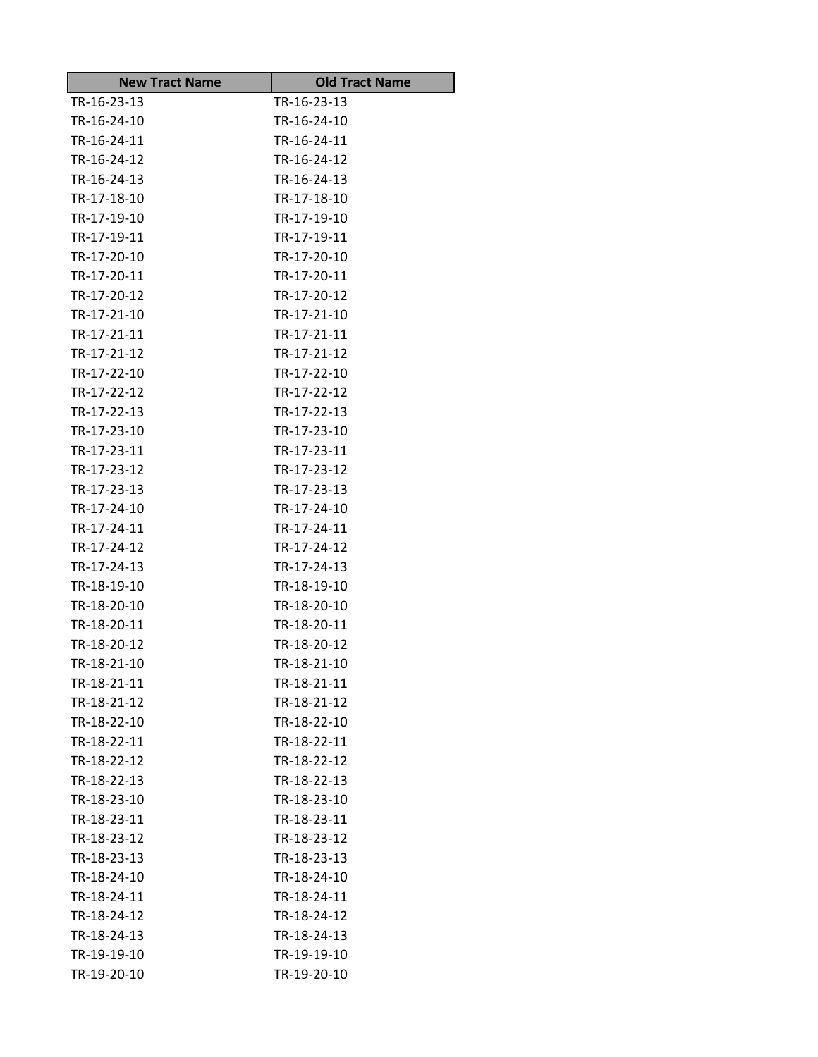| New Tract Name | Old Tract Name |
|---|---|
| TR-16-23-13 | TR-16-23-13 |
| TR-16-24-10 | TR-16-24-10 |
| TR-16-24-11 | TR-16-24-11 |
| TR-16-24-12 | TR-16-24-12 |
| TR-16-24-13 | TR-16-24-13 |
| TR-17-18-10 | TR-17-18-10 |
| TR-17-19-10 | TR-17-19-10 |
| TR-17-19-11 | TR-17-19-11 |
| TR-17-20-10 | TR-17-20-10 |
| TR-17-20-11 | TR-17-20-11 |
| TR-17-20-12 | TR-17-20-12 |
| TR-17-21-10 | TR-17-21-10 |
| TR-17-21-11 | TR-17-21-11 |
| TR-17-21-12 | TR-17-21-12 |
| TR-17-22-10 | TR-17-22-10 |
| TR-17-22-12 | TR-17-22-12 |
| TR-17-22-13 | TR-17-22-13 |
| TR-17-23-10 | TR-17-23-10 |
| TR-17-23-11 | TR-17-23-11 |
| TR-17-23-12 | TR-17-23-12 |
| TR-17-23-13 | TR-17-23-13 |
| TR-17-24-10 | TR-17-24-10 |
| TR-17-24-11 | TR-17-24-11 |
| TR-17-24-12 | TR-17-24-12 |
| TR-17-24-13 | TR-17-24-13 |
| TR-18-19-10 | TR-18-19-10 |
| TR-18-20-10 | TR-18-20-10 |
| TR-18-20-11 | TR-18-20-11 |
| TR-18-20-12 | TR-18-20-12 |
| TR-18-21-10 | TR-18-21-10 |
| TR-18-21-11 | TR-18-21-11 |
| TR-18-21-12 | TR-18-21-12 |
| TR-18-22-10 | TR-18-22-10 |
| TR-18-22-11 | TR-18-22-11 |
| TR-18-22-12 | TR-18-22-12 |
| TR-18-22-13 | TR-18-22-13 |
| TR-18-23-10 | TR-18-23-10 |
| TR-18-23-11 | TR-18-23-11 |
| TR-18-23-12 | TR-18-23-12 |
| TR-18-23-13 | TR-18-23-13 |
| TR-18-24-10 | TR-18-24-10 |
| TR-18-24-11 | TR-18-24-11 |
| TR-18-24-12 | TR-18-24-12 |
| TR-18-24-13 | TR-18-24-13 |
| TR-19-19-10 | TR-19-19-10 |
| TR-19-20-10 | TR-19-20-10 |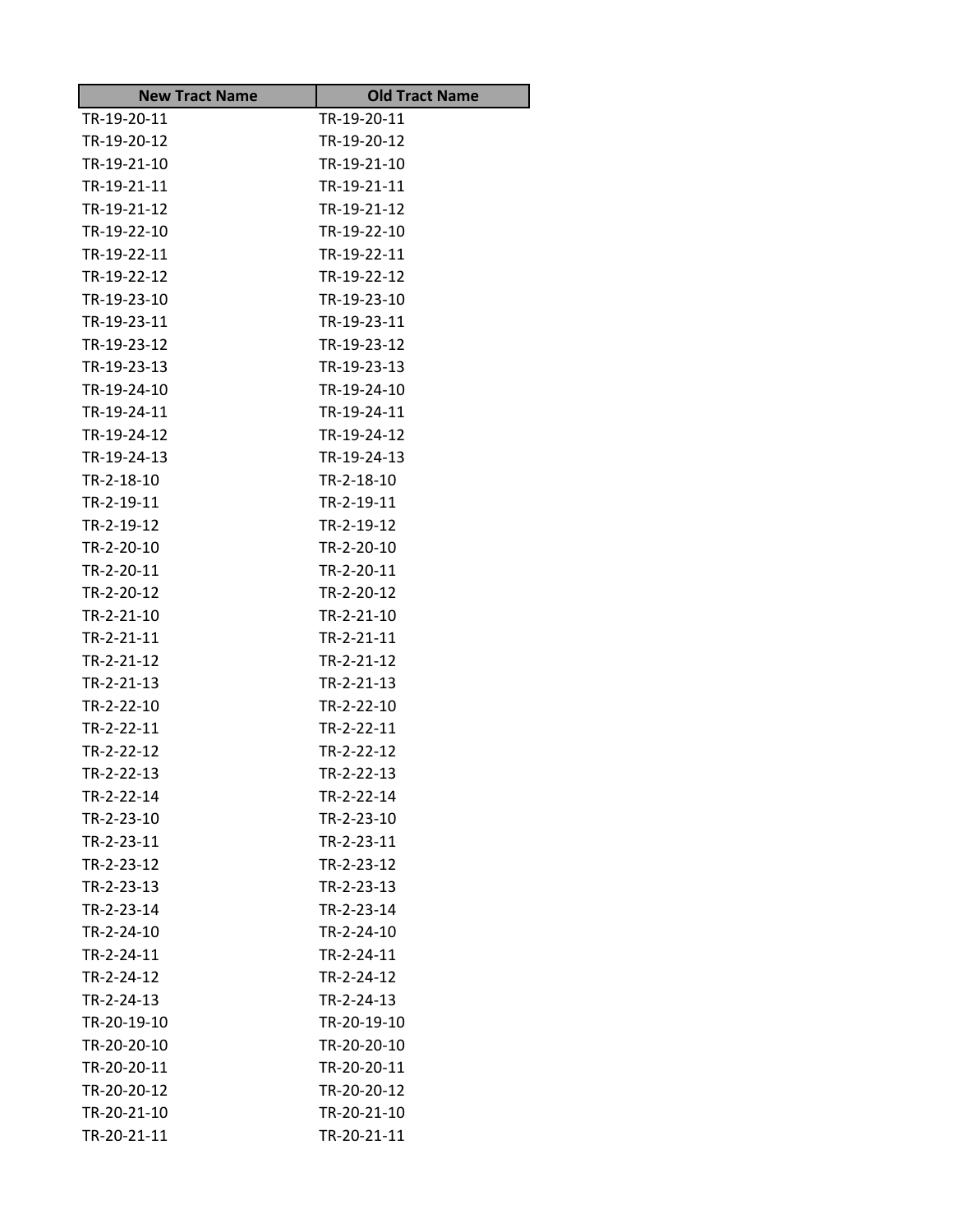| New Tract Name | Old Tract Name |
| --- | --- |
| TR-19-20-11 | TR-19-20-11 |
| TR-19-20-12 | TR-19-20-12 |
| TR-19-21-10 | TR-19-21-10 |
| TR-19-21-11 | TR-19-21-11 |
| TR-19-21-12 | TR-19-21-12 |
| TR-19-22-10 | TR-19-22-10 |
| TR-19-22-11 | TR-19-22-11 |
| TR-19-22-12 | TR-19-22-12 |
| TR-19-23-10 | TR-19-23-10 |
| TR-19-23-11 | TR-19-23-11 |
| TR-19-23-12 | TR-19-23-12 |
| TR-19-23-13 | TR-19-23-13 |
| TR-19-24-10 | TR-19-24-10 |
| TR-19-24-11 | TR-19-24-11 |
| TR-19-24-12 | TR-19-24-12 |
| TR-19-24-13 | TR-19-24-13 |
| TR-2-18-10 | TR-2-18-10 |
| TR-2-19-11 | TR-2-19-11 |
| TR-2-19-12 | TR-2-19-12 |
| TR-2-20-10 | TR-2-20-10 |
| TR-2-20-11 | TR-2-20-11 |
| TR-2-20-12 | TR-2-20-12 |
| TR-2-21-10 | TR-2-21-10 |
| TR-2-21-11 | TR-2-21-11 |
| TR-2-21-12 | TR-2-21-12 |
| TR-2-21-13 | TR-2-21-13 |
| TR-2-22-10 | TR-2-22-10 |
| TR-2-22-11 | TR-2-22-11 |
| TR-2-22-12 | TR-2-22-12 |
| TR-2-22-13 | TR-2-22-13 |
| TR-2-22-14 | TR-2-22-14 |
| TR-2-23-10 | TR-2-23-10 |
| TR-2-23-11 | TR-2-23-11 |
| TR-2-23-12 | TR-2-23-12 |
| TR-2-23-13 | TR-2-23-13 |
| TR-2-23-14 | TR-2-23-14 |
| TR-2-24-10 | TR-2-24-10 |
| TR-2-24-11 | TR-2-24-11 |
| TR-2-24-12 | TR-2-24-12 |
| TR-2-24-13 | TR-2-24-13 |
| TR-20-19-10 | TR-20-19-10 |
| TR-20-20-10 | TR-20-20-10 |
| TR-20-20-11 | TR-20-20-11 |
| TR-20-20-12 | TR-20-20-12 |
| TR-20-21-10 | TR-20-21-10 |
| TR-20-21-11 | TR-20-21-11 |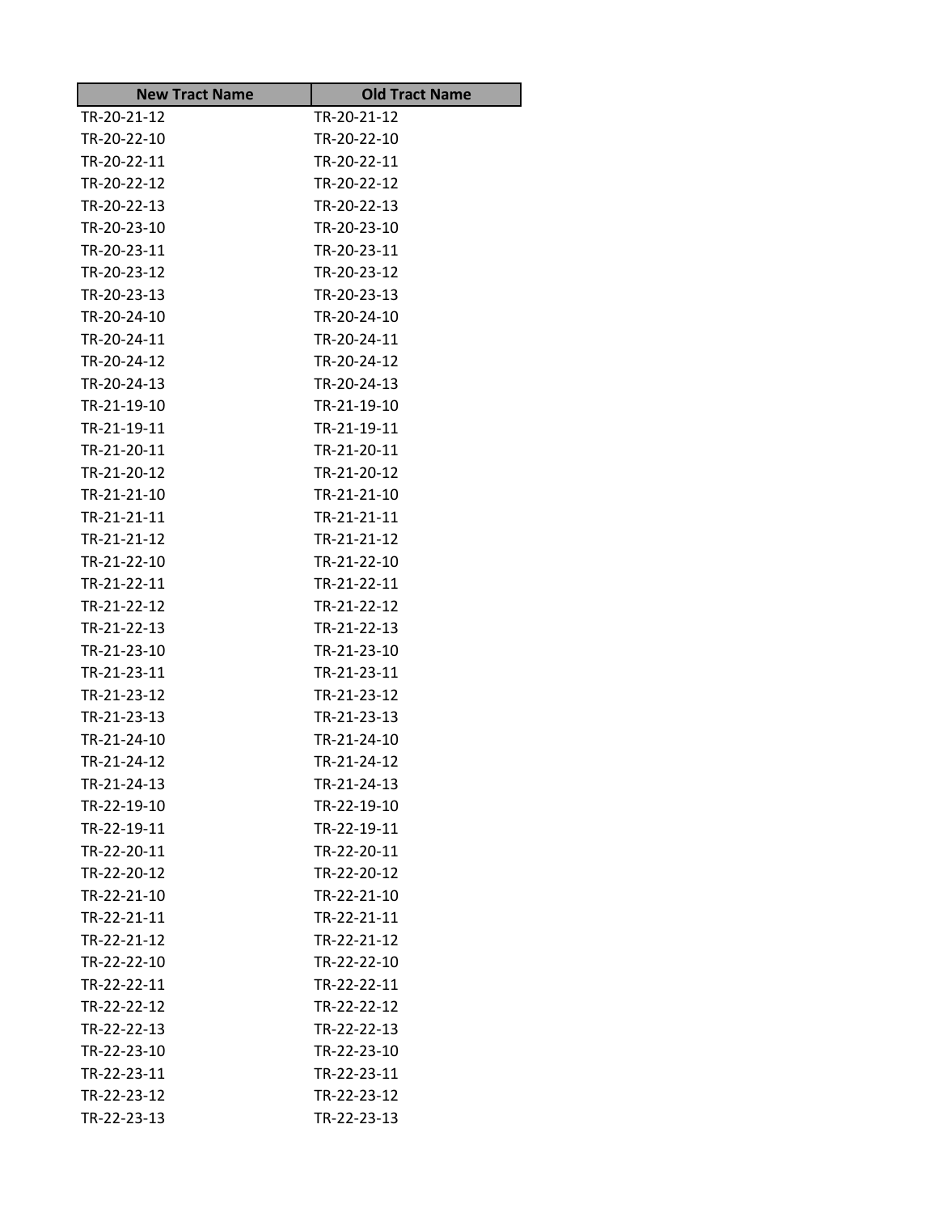| New Tract Name | Old Tract Name |
|---|---|
| TR-20-21-12 | TR-20-21-12 |
| TR-20-22-10 | TR-20-22-10 |
| TR-20-22-11 | TR-20-22-11 |
| TR-20-22-12 | TR-20-22-12 |
| TR-20-22-13 | TR-20-22-13 |
| TR-20-23-10 | TR-20-23-10 |
| TR-20-23-11 | TR-20-23-11 |
| TR-20-23-12 | TR-20-23-12 |
| TR-20-23-13 | TR-20-23-13 |
| TR-20-24-10 | TR-20-24-10 |
| TR-20-24-11 | TR-20-24-11 |
| TR-20-24-12 | TR-20-24-12 |
| TR-20-24-13 | TR-20-24-13 |
| TR-21-19-10 | TR-21-19-10 |
| TR-21-19-11 | TR-21-19-11 |
| TR-21-20-11 | TR-21-20-11 |
| TR-21-20-12 | TR-21-20-12 |
| TR-21-21-10 | TR-21-21-10 |
| TR-21-21-11 | TR-21-21-11 |
| TR-21-21-12 | TR-21-21-12 |
| TR-21-22-10 | TR-21-22-10 |
| TR-21-22-11 | TR-21-22-11 |
| TR-21-22-12 | TR-21-22-12 |
| TR-21-22-13 | TR-21-22-13 |
| TR-21-23-10 | TR-21-23-10 |
| TR-21-23-11 | TR-21-23-11 |
| TR-21-23-12 | TR-21-23-12 |
| TR-21-23-13 | TR-21-23-13 |
| TR-21-24-10 | TR-21-24-10 |
| TR-21-24-12 | TR-21-24-12 |
| TR-21-24-13 | TR-21-24-13 |
| TR-22-19-10 | TR-22-19-10 |
| TR-22-19-11 | TR-22-19-11 |
| TR-22-20-11 | TR-22-20-11 |
| TR-22-20-12 | TR-22-20-12 |
| TR-22-21-10 | TR-22-21-10 |
| TR-22-21-11 | TR-22-21-11 |
| TR-22-21-12 | TR-22-21-12 |
| TR-22-22-10 | TR-22-22-10 |
| TR-22-22-11 | TR-22-22-11 |
| TR-22-22-12 | TR-22-22-12 |
| TR-22-22-13 | TR-22-22-13 |
| TR-22-23-10 | TR-22-23-10 |
| TR-22-23-11 | TR-22-23-11 |
| TR-22-23-12 | TR-22-23-12 |
| TR-22-23-13 | TR-22-23-13 |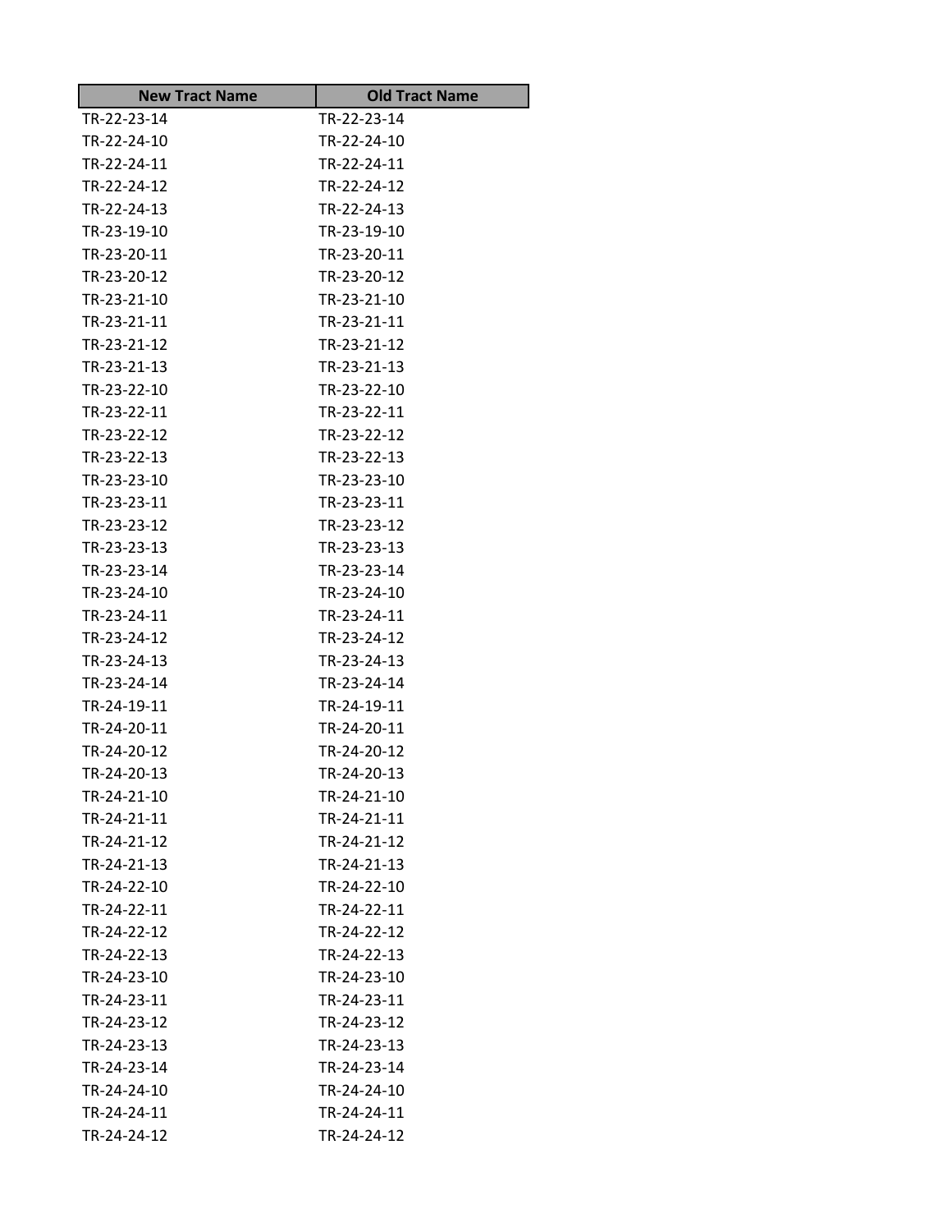| New Tract Name | Old Tract Name |
| --- | --- |
| TR-22-23-14 | TR-22-23-14 |
| TR-22-24-10 | TR-22-24-10 |
| TR-22-24-11 | TR-22-24-11 |
| TR-22-24-12 | TR-22-24-12 |
| TR-22-24-13 | TR-22-24-13 |
| TR-23-19-10 | TR-23-19-10 |
| TR-23-20-11 | TR-23-20-11 |
| TR-23-20-12 | TR-23-20-12 |
| TR-23-21-10 | TR-23-21-10 |
| TR-23-21-11 | TR-23-21-11 |
| TR-23-21-12 | TR-23-21-12 |
| TR-23-21-13 | TR-23-21-13 |
| TR-23-22-10 | TR-23-22-10 |
| TR-23-22-11 | TR-23-22-11 |
| TR-23-22-12 | TR-23-22-12 |
| TR-23-22-13 | TR-23-22-13 |
| TR-23-23-10 | TR-23-23-10 |
| TR-23-23-11 | TR-23-23-11 |
| TR-23-23-12 | TR-23-23-12 |
| TR-23-23-13 | TR-23-23-13 |
| TR-23-23-14 | TR-23-23-14 |
| TR-23-24-10 | TR-23-24-10 |
| TR-23-24-11 | TR-23-24-11 |
| TR-23-24-12 | TR-23-24-12 |
| TR-23-24-13 | TR-23-24-13 |
| TR-23-24-14 | TR-23-24-14 |
| TR-24-19-11 | TR-24-19-11 |
| TR-24-20-11 | TR-24-20-11 |
| TR-24-20-12 | TR-24-20-12 |
| TR-24-20-13 | TR-24-20-13 |
| TR-24-21-10 | TR-24-21-10 |
| TR-24-21-11 | TR-24-21-11 |
| TR-24-21-12 | TR-24-21-12 |
| TR-24-21-13 | TR-24-21-13 |
| TR-24-22-10 | TR-24-22-10 |
| TR-24-22-11 | TR-24-22-11 |
| TR-24-22-12 | TR-24-22-12 |
| TR-24-22-13 | TR-24-22-13 |
| TR-24-23-10 | TR-24-23-10 |
| TR-24-23-11 | TR-24-23-11 |
| TR-24-23-12 | TR-24-23-12 |
| TR-24-23-13 | TR-24-23-13 |
| TR-24-23-14 | TR-24-23-14 |
| TR-24-24-10 | TR-24-24-10 |
| TR-24-24-11 | TR-24-24-11 |
| TR-24-24-12 | TR-24-24-12 |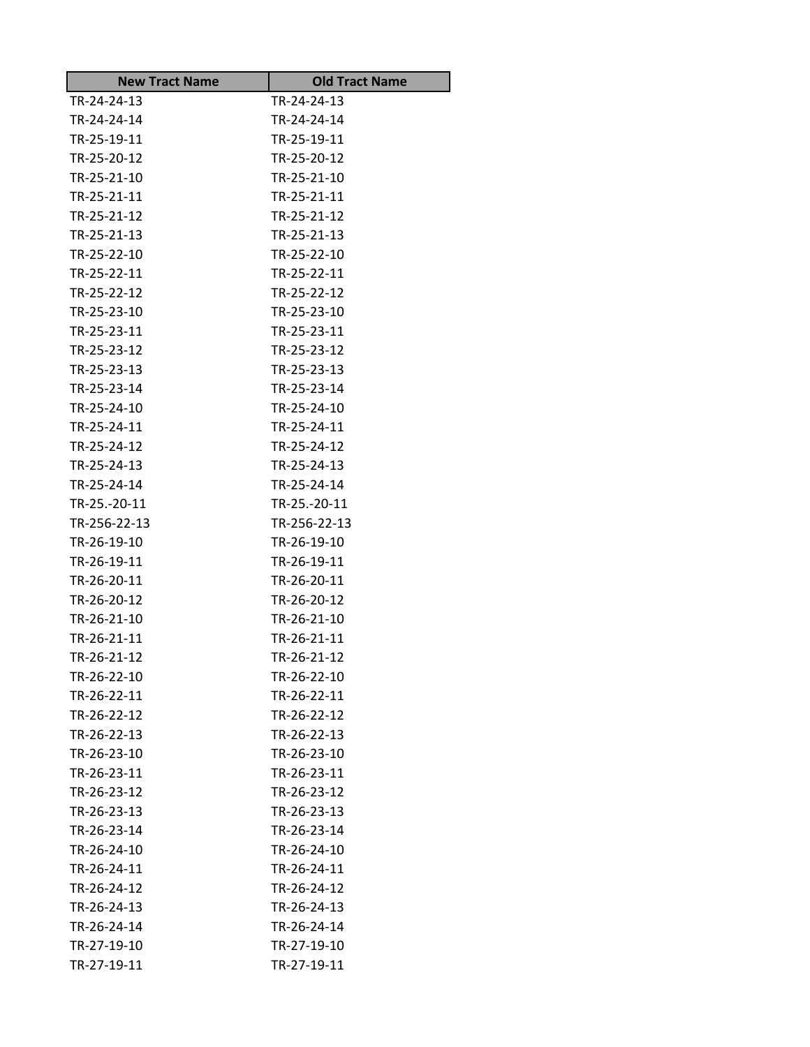| New Tract Name | Old Tract Name |
|---|---|
| TR-24-24-13 | TR-24-24-13 |
| TR-24-24-14 | TR-24-24-14 |
| TR-25-19-11 | TR-25-19-11 |
| TR-25-20-12 | TR-25-20-12 |
| TR-25-21-10 | TR-25-21-10 |
| TR-25-21-11 | TR-25-21-11 |
| TR-25-21-12 | TR-25-21-12 |
| TR-25-21-13 | TR-25-21-13 |
| TR-25-22-10 | TR-25-22-10 |
| TR-25-22-11 | TR-25-22-11 |
| TR-25-22-12 | TR-25-22-12 |
| TR-25-23-10 | TR-25-23-10 |
| TR-25-23-11 | TR-25-23-11 |
| TR-25-23-12 | TR-25-23-12 |
| TR-25-23-13 | TR-25-23-13 |
| TR-25-23-14 | TR-25-23-14 |
| TR-25-24-10 | TR-25-24-10 |
| TR-25-24-11 | TR-25-24-11 |
| TR-25-24-12 | TR-25-24-12 |
| TR-25-24-13 | TR-25-24-13 |
| TR-25-24-14 | TR-25-24-14 |
| TR-25.-20-11 | TR-25.-20-11 |
| TR-256-22-13 | TR-256-22-13 |
| TR-26-19-10 | TR-26-19-10 |
| TR-26-19-11 | TR-26-19-11 |
| TR-26-20-11 | TR-26-20-11 |
| TR-26-20-12 | TR-26-20-12 |
| TR-26-21-10 | TR-26-21-10 |
| TR-26-21-11 | TR-26-21-11 |
| TR-26-21-12 | TR-26-21-12 |
| TR-26-22-10 | TR-26-22-10 |
| TR-26-22-11 | TR-26-22-11 |
| TR-26-22-12 | TR-26-22-12 |
| TR-26-22-13 | TR-26-22-13 |
| TR-26-23-10 | TR-26-23-10 |
| TR-26-23-11 | TR-26-23-11 |
| TR-26-23-12 | TR-26-23-12 |
| TR-26-23-13 | TR-26-23-13 |
| TR-26-23-14 | TR-26-23-14 |
| TR-26-24-10 | TR-26-24-10 |
| TR-26-24-11 | TR-26-24-11 |
| TR-26-24-12 | TR-26-24-12 |
| TR-26-24-13 | TR-26-24-13 |
| TR-26-24-14 | TR-26-24-14 |
| TR-27-19-10 | TR-27-19-10 |
| TR-27-19-11 | TR-27-19-11 |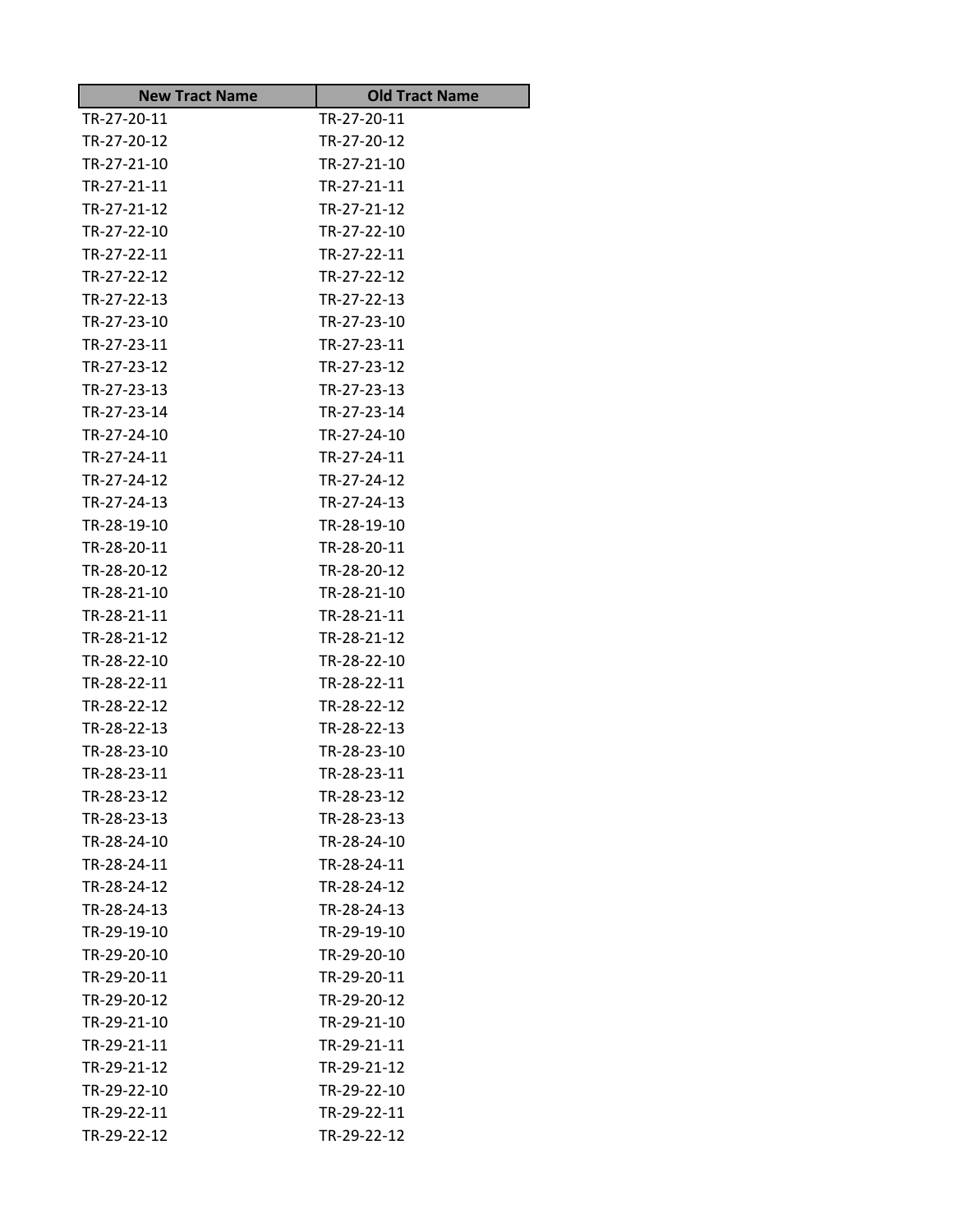| New Tract Name | Old Tract Name |
|---|---|
| TR-27-20-11 | TR-27-20-11 |
| TR-27-20-12 | TR-27-20-12 |
| TR-27-21-10 | TR-27-21-10 |
| TR-27-21-11 | TR-27-21-11 |
| TR-27-21-12 | TR-27-21-12 |
| TR-27-22-10 | TR-27-22-10 |
| TR-27-22-11 | TR-27-22-11 |
| TR-27-22-12 | TR-27-22-12 |
| TR-27-22-13 | TR-27-22-13 |
| TR-27-23-10 | TR-27-23-10 |
| TR-27-23-11 | TR-27-23-11 |
| TR-27-23-12 | TR-27-23-12 |
| TR-27-23-13 | TR-27-23-13 |
| TR-27-23-14 | TR-27-23-14 |
| TR-27-24-10 | TR-27-24-10 |
| TR-27-24-11 | TR-27-24-11 |
| TR-27-24-12 | TR-27-24-12 |
| TR-27-24-13 | TR-27-24-13 |
| TR-28-19-10 | TR-28-19-10 |
| TR-28-20-11 | TR-28-20-11 |
| TR-28-20-12 | TR-28-20-12 |
| TR-28-21-10 | TR-28-21-10 |
| TR-28-21-11 | TR-28-21-11 |
| TR-28-21-12 | TR-28-21-12 |
| TR-28-22-10 | TR-28-22-10 |
| TR-28-22-11 | TR-28-22-11 |
| TR-28-22-12 | TR-28-22-12 |
| TR-28-22-13 | TR-28-22-13 |
| TR-28-23-10 | TR-28-23-10 |
| TR-28-23-11 | TR-28-23-11 |
| TR-28-23-12 | TR-28-23-12 |
| TR-28-23-13 | TR-28-23-13 |
| TR-28-24-10 | TR-28-24-10 |
| TR-28-24-11 | TR-28-24-11 |
| TR-28-24-12 | TR-28-24-12 |
| TR-28-24-13 | TR-28-24-13 |
| TR-29-19-10 | TR-29-19-10 |
| TR-29-20-10 | TR-29-20-10 |
| TR-29-20-11 | TR-29-20-11 |
| TR-29-20-12 | TR-29-20-12 |
| TR-29-21-10 | TR-29-21-10 |
| TR-29-21-11 | TR-29-21-11 |
| TR-29-21-12 | TR-29-21-12 |
| TR-29-22-10 | TR-29-22-10 |
| TR-29-22-11 | TR-29-22-11 |
| TR-29-22-12 | TR-29-22-12 |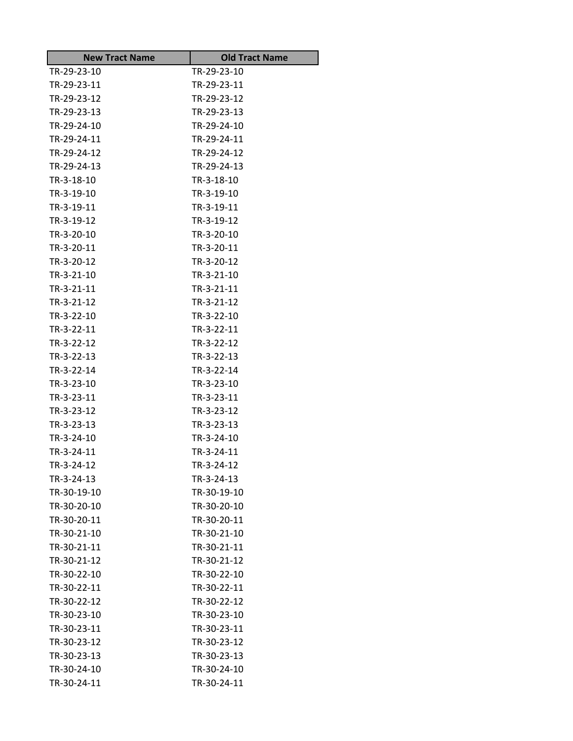| New Tract Name | Old Tract Name |
|---|---|
| TR-29-23-10 | TR-29-23-10 |
| TR-29-23-11 | TR-29-23-11 |
| TR-29-23-12 | TR-29-23-12 |
| TR-29-23-13 | TR-29-23-13 |
| TR-29-24-10 | TR-29-24-10 |
| TR-29-24-11 | TR-29-24-11 |
| TR-29-24-12 | TR-29-24-12 |
| TR-29-24-13 | TR-29-24-13 |
| TR-3-18-10 | TR-3-18-10 |
| TR-3-19-10 | TR-3-19-10 |
| TR-3-19-11 | TR-3-19-11 |
| TR-3-19-12 | TR-3-19-12 |
| TR-3-20-10 | TR-3-20-10 |
| TR-3-20-11 | TR-3-20-11 |
| TR-3-20-12 | TR-3-20-12 |
| TR-3-21-10 | TR-3-21-10 |
| TR-3-21-11 | TR-3-21-11 |
| TR-3-21-12 | TR-3-21-12 |
| TR-3-22-10 | TR-3-22-10 |
| TR-3-22-11 | TR-3-22-11 |
| TR-3-22-12 | TR-3-22-12 |
| TR-3-22-13 | TR-3-22-13 |
| TR-3-22-14 | TR-3-22-14 |
| TR-3-23-10 | TR-3-23-10 |
| TR-3-23-11 | TR-3-23-11 |
| TR-3-23-12 | TR-3-23-12 |
| TR-3-23-13 | TR-3-23-13 |
| TR-3-24-10 | TR-3-24-10 |
| TR-3-24-11 | TR-3-24-11 |
| TR-3-24-12 | TR-3-24-12 |
| TR-3-24-13 | TR-3-24-13 |
| TR-30-19-10 | TR-30-19-10 |
| TR-30-20-10 | TR-30-20-10 |
| TR-30-20-11 | TR-30-20-11 |
| TR-30-21-10 | TR-30-21-10 |
| TR-30-21-11 | TR-30-21-11 |
| TR-30-21-12 | TR-30-21-12 |
| TR-30-22-10 | TR-30-22-10 |
| TR-30-22-11 | TR-30-22-11 |
| TR-30-22-12 | TR-30-22-12 |
| TR-30-23-10 | TR-30-23-10 |
| TR-30-23-11 | TR-30-23-11 |
| TR-30-23-12 | TR-30-23-12 |
| TR-30-23-13 | TR-30-23-13 |
| TR-30-24-10 | TR-30-24-10 |
| TR-30-24-11 | TR-30-24-11 |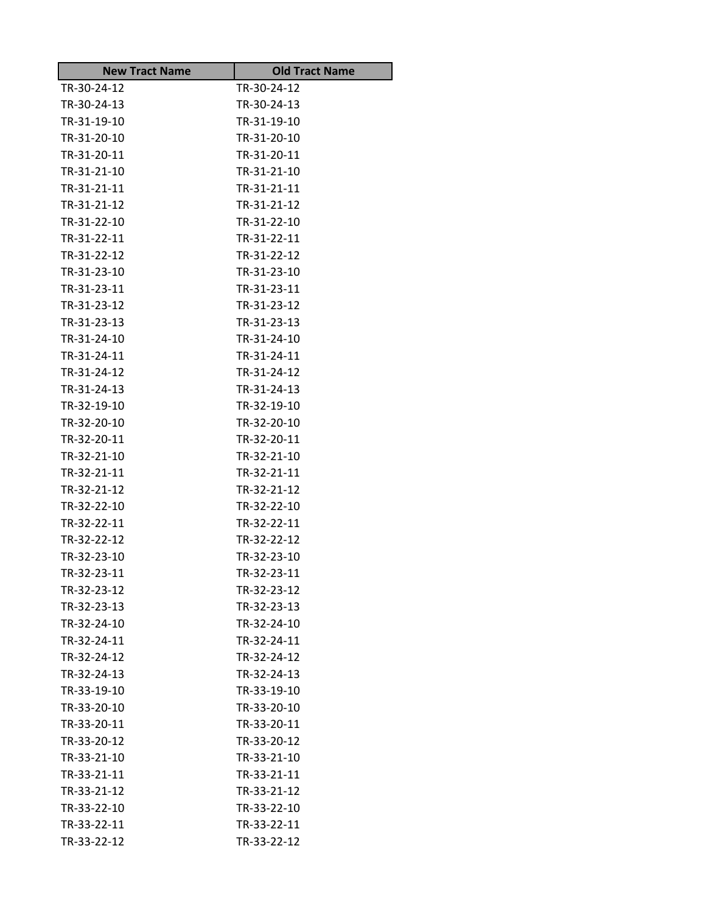| New Tract Name | Old Tract Name |
|---|---|
| TR-30-24-12 | TR-30-24-12 |
| TR-30-24-13 | TR-30-24-13 |
| TR-31-19-10 | TR-31-19-10 |
| TR-31-20-10 | TR-31-20-10 |
| TR-31-20-11 | TR-31-20-11 |
| TR-31-21-10 | TR-31-21-10 |
| TR-31-21-11 | TR-31-21-11 |
| TR-31-21-12 | TR-31-21-12 |
| TR-31-22-10 | TR-31-22-10 |
| TR-31-22-11 | TR-31-22-11 |
| TR-31-22-12 | TR-31-22-12 |
| TR-31-23-10 | TR-31-23-10 |
| TR-31-23-11 | TR-31-23-11 |
| TR-31-23-12 | TR-31-23-12 |
| TR-31-23-13 | TR-31-23-13 |
| TR-31-24-10 | TR-31-24-10 |
| TR-31-24-11 | TR-31-24-11 |
| TR-31-24-12 | TR-31-24-12 |
| TR-31-24-13 | TR-31-24-13 |
| TR-32-19-10 | TR-32-19-10 |
| TR-32-20-10 | TR-32-20-10 |
| TR-32-20-11 | TR-32-20-11 |
| TR-32-21-10 | TR-32-21-10 |
| TR-32-21-11 | TR-32-21-11 |
| TR-32-21-12 | TR-32-21-12 |
| TR-32-22-10 | TR-32-22-10 |
| TR-32-22-11 | TR-32-22-11 |
| TR-32-22-12 | TR-32-22-12 |
| TR-32-23-10 | TR-32-23-10 |
| TR-32-23-11 | TR-32-23-11 |
| TR-32-23-12 | TR-32-23-12 |
| TR-32-23-13 | TR-32-23-13 |
| TR-32-24-10 | TR-32-24-10 |
| TR-32-24-11 | TR-32-24-11 |
| TR-32-24-12 | TR-32-24-12 |
| TR-32-24-13 | TR-32-24-13 |
| TR-33-19-10 | TR-33-19-10 |
| TR-33-20-10 | TR-33-20-10 |
| TR-33-20-11 | TR-33-20-11 |
| TR-33-20-12 | TR-33-20-12 |
| TR-33-21-10 | TR-33-21-10 |
| TR-33-21-11 | TR-33-21-11 |
| TR-33-21-12 | TR-33-21-12 |
| TR-33-22-10 | TR-33-22-10 |
| TR-33-22-11 | TR-33-22-11 |
| TR-33-22-12 | TR-33-22-12 |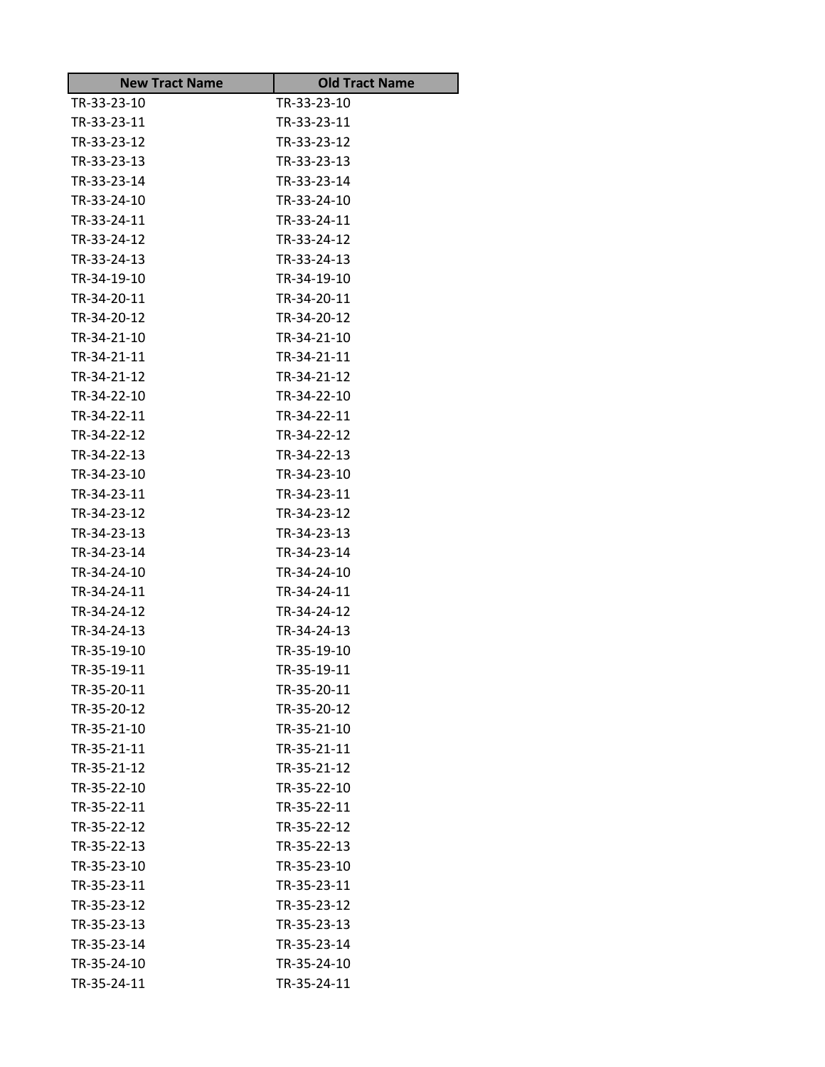| New Tract Name | Old Tract Name |
|---|---|
| TR-33-23-10 | TR-33-23-10 |
| TR-33-23-11 | TR-33-23-11 |
| TR-33-23-12 | TR-33-23-12 |
| TR-33-23-13 | TR-33-23-13 |
| TR-33-23-14 | TR-33-23-14 |
| TR-33-24-10 | TR-33-24-10 |
| TR-33-24-11 | TR-33-24-11 |
| TR-33-24-12 | TR-33-24-12 |
| TR-33-24-13 | TR-33-24-13 |
| TR-34-19-10 | TR-34-19-10 |
| TR-34-20-11 | TR-34-20-11 |
| TR-34-20-12 | TR-34-20-12 |
| TR-34-21-10 | TR-34-21-10 |
| TR-34-21-11 | TR-34-21-11 |
| TR-34-21-12 | TR-34-21-12 |
| TR-34-22-10 | TR-34-22-10 |
| TR-34-22-11 | TR-34-22-11 |
| TR-34-22-12 | TR-34-22-12 |
| TR-34-22-13 | TR-34-22-13 |
| TR-34-23-10 | TR-34-23-10 |
| TR-34-23-11 | TR-34-23-11 |
| TR-34-23-12 | TR-34-23-12 |
| TR-34-23-13 | TR-34-23-13 |
| TR-34-23-14 | TR-34-23-14 |
| TR-34-24-10 | TR-34-24-10 |
| TR-34-24-11 | TR-34-24-11 |
| TR-34-24-12 | TR-34-24-12 |
| TR-34-24-13 | TR-34-24-13 |
| TR-35-19-10 | TR-35-19-10 |
| TR-35-19-11 | TR-35-19-11 |
| TR-35-20-11 | TR-35-20-11 |
| TR-35-20-12 | TR-35-20-12 |
| TR-35-21-10 | TR-35-21-10 |
| TR-35-21-11 | TR-35-21-11 |
| TR-35-21-12 | TR-35-21-12 |
| TR-35-22-10 | TR-35-22-10 |
| TR-35-22-11 | TR-35-22-11 |
| TR-35-22-12 | TR-35-22-12 |
| TR-35-22-13 | TR-35-22-13 |
| TR-35-23-10 | TR-35-23-10 |
| TR-35-23-11 | TR-35-23-11 |
| TR-35-23-12 | TR-35-23-12 |
| TR-35-23-13 | TR-35-23-13 |
| TR-35-23-14 | TR-35-23-14 |
| TR-35-24-10 | TR-35-24-10 |
| TR-35-24-11 | TR-35-24-11 |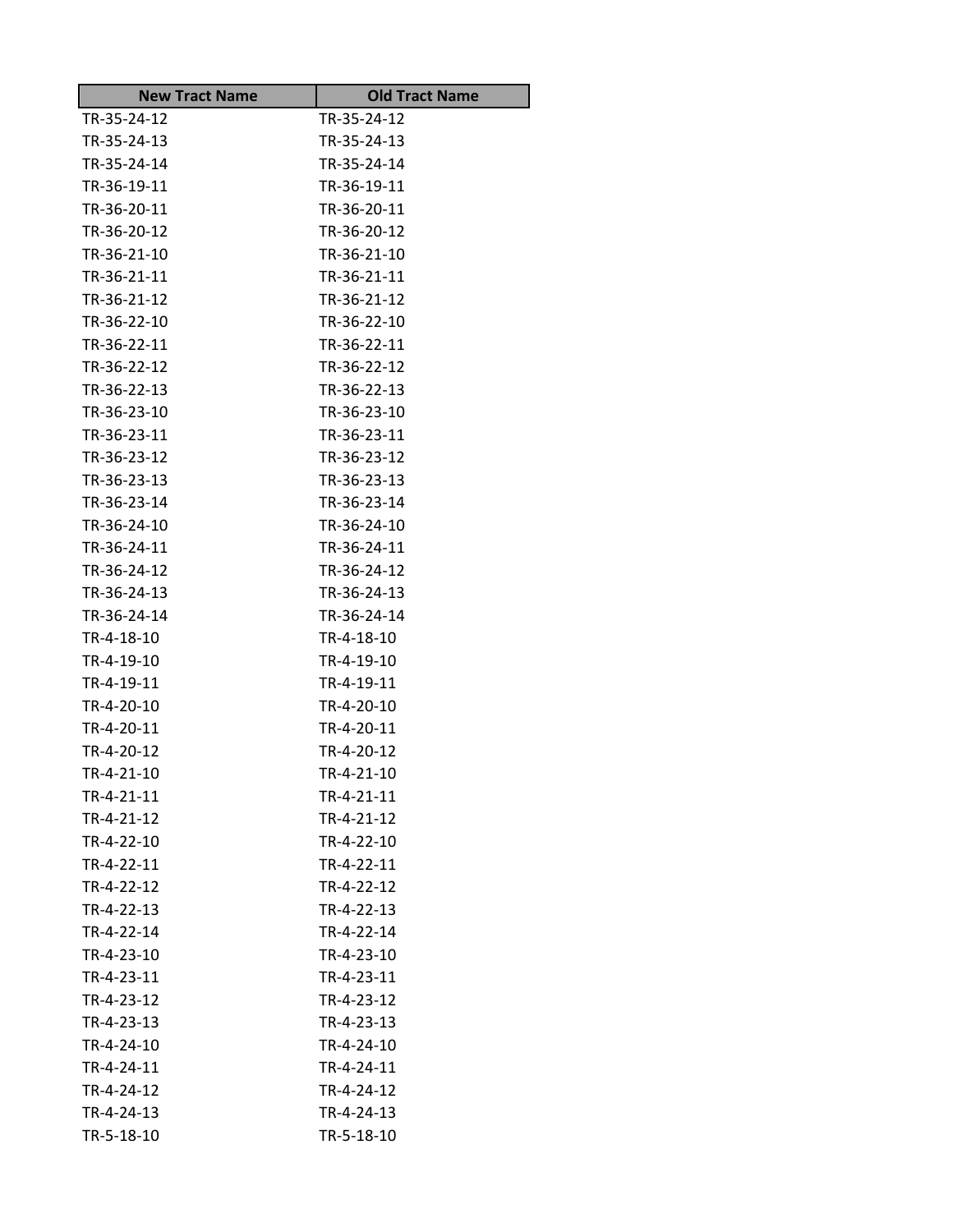| New Tract Name | Old Tract Name |
| --- | --- |
| TR-35-24-12 | TR-35-24-12 |
| TR-35-24-13 | TR-35-24-13 |
| TR-35-24-14 | TR-35-24-14 |
| TR-36-19-11 | TR-36-19-11 |
| TR-36-20-11 | TR-36-20-11 |
| TR-36-20-12 | TR-36-20-12 |
| TR-36-21-10 | TR-36-21-10 |
| TR-36-21-11 | TR-36-21-11 |
| TR-36-21-12 | TR-36-21-12 |
| TR-36-22-10 | TR-36-22-10 |
| TR-36-22-11 | TR-36-22-11 |
| TR-36-22-12 | TR-36-22-12 |
| TR-36-22-13 | TR-36-22-13 |
| TR-36-23-10 | TR-36-23-10 |
| TR-36-23-11 | TR-36-23-11 |
| TR-36-23-12 | TR-36-23-12 |
| TR-36-23-13 | TR-36-23-13 |
| TR-36-23-14 | TR-36-23-14 |
| TR-36-24-10 | TR-36-24-10 |
| TR-36-24-11 | TR-36-24-11 |
| TR-36-24-12 | TR-36-24-12 |
| TR-36-24-13 | TR-36-24-13 |
| TR-36-24-14 | TR-36-24-14 |
| TR-4-18-10 | TR-4-18-10 |
| TR-4-19-10 | TR-4-19-10 |
| TR-4-19-11 | TR-4-19-11 |
| TR-4-20-10 | TR-4-20-10 |
| TR-4-20-11 | TR-4-20-11 |
| TR-4-20-12 | TR-4-20-12 |
| TR-4-21-10 | TR-4-21-10 |
| TR-4-21-11 | TR-4-21-11 |
| TR-4-21-12 | TR-4-21-12 |
| TR-4-22-10 | TR-4-22-10 |
| TR-4-22-11 | TR-4-22-11 |
| TR-4-22-12 | TR-4-22-12 |
| TR-4-22-13 | TR-4-22-13 |
| TR-4-22-14 | TR-4-22-14 |
| TR-4-23-10 | TR-4-23-10 |
| TR-4-23-11 | TR-4-23-11 |
| TR-4-23-12 | TR-4-23-12 |
| TR-4-23-13 | TR-4-23-13 |
| TR-4-24-10 | TR-4-24-10 |
| TR-4-24-11 | TR-4-24-11 |
| TR-4-24-12 | TR-4-24-12 |
| TR-4-24-13 | TR-4-24-13 |
| TR-5-18-10 | TR-5-18-10 |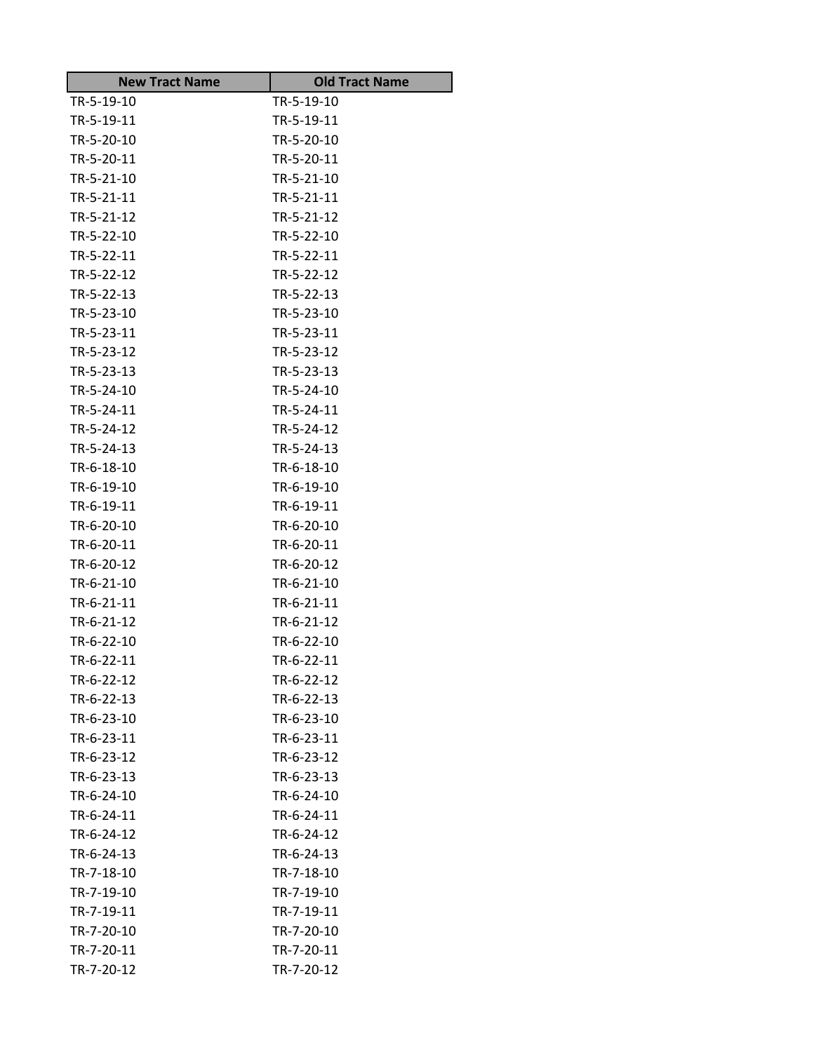| New Tract Name | Old Tract Name |
| --- | --- |
| TR-5-19-10 | TR-5-19-10 |
| TR-5-19-11 | TR-5-19-11 |
| TR-5-20-10 | TR-5-20-10 |
| TR-5-20-11 | TR-5-20-11 |
| TR-5-21-10 | TR-5-21-10 |
| TR-5-21-11 | TR-5-21-11 |
| TR-5-21-12 | TR-5-21-12 |
| TR-5-22-10 | TR-5-22-10 |
| TR-5-22-11 | TR-5-22-11 |
| TR-5-22-12 | TR-5-22-12 |
| TR-5-22-13 | TR-5-22-13 |
| TR-5-23-10 | TR-5-23-10 |
| TR-5-23-11 | TR-5-23-11 |
| TR-5-23-12 | TR-5-23-12 |
| TR-5-23-13 | TR-5-23-13 |
| TR-5-24-10 | TR-5-24-10 |
| TR-5-24-11 | TR-5-24-11 |
| TR-5-24-12 | TR-5-24-12 |
| TR-5-24-13 | TR-5-24-13 |
| TR-6-18-10 | TR-6-18-10 |
| TR-6-19-10 | TR-6-19-10 |
| TR-6-19-11 | TR-6-19-11 |
| TR-6-20-10 | TR-6-20-10 |
| TR-6-20-11 | TR-6-20-11 |
| TR-6-20-12 | TR-6-20-12 |
| TR-6-21-10 | TR-6-21-10 |
| TR-6-21-11 | TR-6-21-11 |
| TR-6-21-12 | TR-6-21-12 |
| TR-6-22-10 | TR-6-22-10 |
| TR-6-22-11 | TR-6-22-11 |
| TR-6-22-12 | TR-6-22-12 |
| TR-6-22-13 | TR-6-22-13 |
| TR-6-23-10 | TR-6-23-10 |
| TR-6-23-11 | TR-6-23-11 |
| TR-6-23-12 | TR-6-23-12 |
| TR-6-23-13 | TR-6-23-13 |
| TR-6-24-10 | TR-6-24-10 |
| TR-6-24-11 | TR-6-24-11 |
| TR-6-24-12 | TR-6-24-12 |
| TR-6-24-13 | TR-6-24-13 |
| TR-7-18-10 | TR-7-18-10 |
| TR-7-19-10 | TR-7-19-10 |
| TR-7-19-11 | TR-7-19-11 |
| TR-7-20-10 | TR-7-20-10 |
| TR-7-20-11 | TR-7-20-11 |
| TR-7-20-12 | TR-7-20-12 |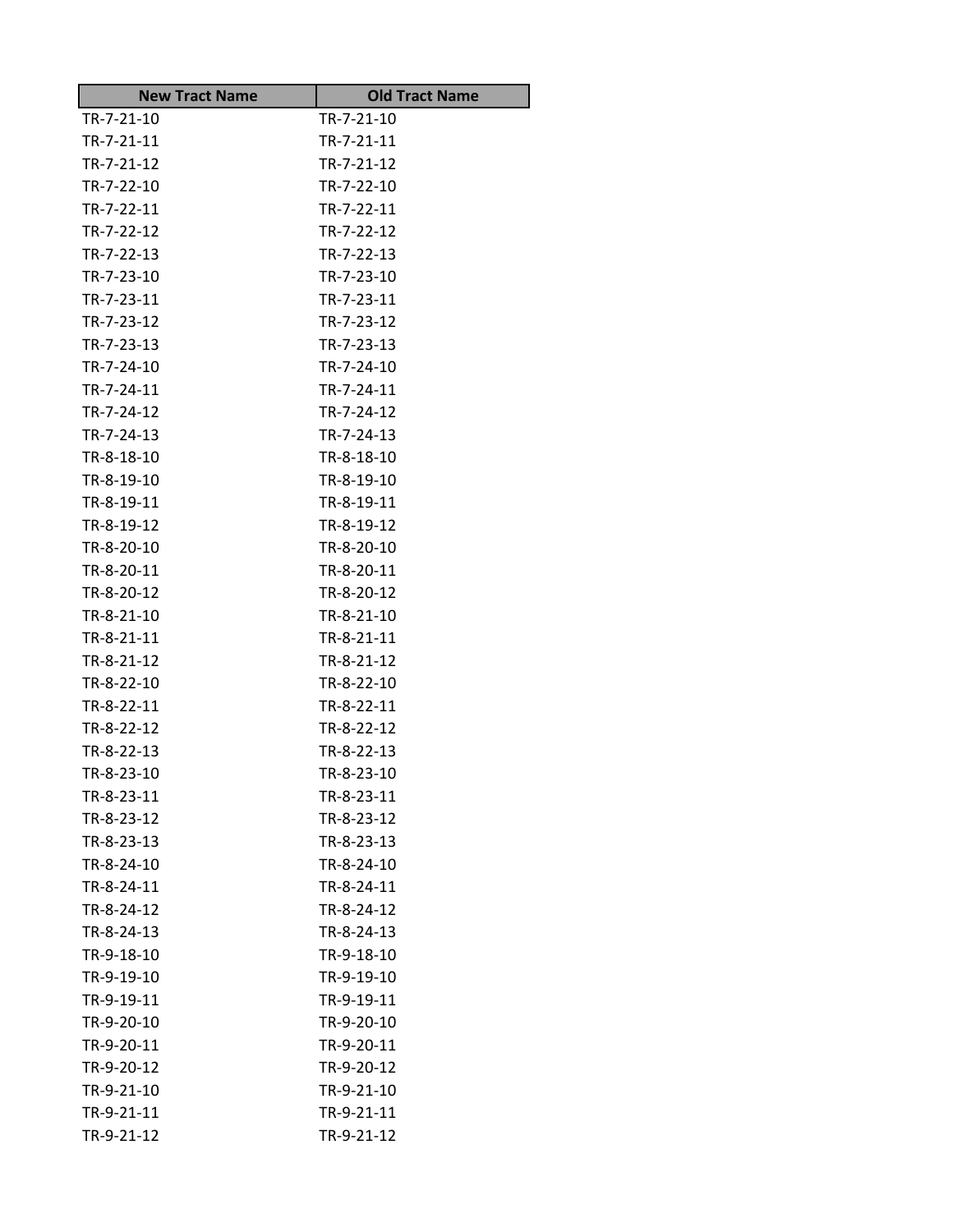| New Tract Name | Old Tract Name |
|---|---|
| TR-7-21-10 | TR-7-21-10 |
| TR-7-21-11 | TR-7-21-11 |
| TR-7-21-12 | TR-7-21-12 |
| TR-7-22-10 | TR-7-22-10 |
| TR-7-22-11 | TR-7-22-11 |
| TR-7-22-12 | TR-7-22-12 |
| TR-7-22-13 | TR-7-22-13 |
| TR-7-23-10 | TR-7-23-10 |
| TR-7-23-11 | TR-7-23-11 |
| TR-7-23-12 | TR-7-23-12 |
| TR-7-23-13 | TR-7-23-13 |
| TR-7-24-10 | TR-7-24-10 |
| TR-7-24-11 | TR-7-24-11 |
| TR-7-24-12 | TR-7-24-12 |
| TR-7-24-13 | TR-7-24-13 |
| TR-8-18-10 | TR-8-18-10 |
| TR-8-19-10 | TR-8-19-10 |
| TR-8-19-11 | TR-8-19-11 |
| TR-8-19-12 | TR-8-19-12 |
| TR-8-20-10 | TR-8-20-10 |
| TR-8-20-11 | TR-8-20-11 |
| TR-8-20-12 | TR-8-20-12 |
| TR-8-21-10 | TR-8-21-10 |
| TR-8-21-11 | TR-8-21-11 |
| TR-8-21-12 | TR-8-21-12 |
| TR-8-22-10 | TR-8-22-10 |
| TR-8-22-11 | TR-8-22-11 |
| TR-8-22-12 | TR-8-22-12 |
| TR-8-22-13 | TR-8-22-13 |
| TR-8-23-10 | TR-8-23-10 |
| TR-8-23-11 | TR-8-23-11 |
| TR-8-23-12 | TR-8-23-12 |
| TR-8-23-13 | TR-8-23-13 |
| TR-8-24-10 | TR-8-24-10 |
| TR-8-24-11 | TR-8-24-11 |
| TR-8-24-12 | TR-8-24-12 |
| TR-8-24-13 | TR-8-24-13 |
| TR-9-18-10 | TR-9-18-10 |
| TR-9-19-10 | TR-9-19-10 |
| TR-9-19-11 | TR-9-19-11 |
| TR-9-20-10 | TR-9-20-10 |
| TR-9-20-11 | TR-9-20-11 |
| TR-9-20-12 | TR-9-20-12 |
| TR-9-21-10 | TR-9-21-10 |
| TR-9-21-11 | TR-9-21-11 |
| TR-9-21-12 | TR-9-21-12 |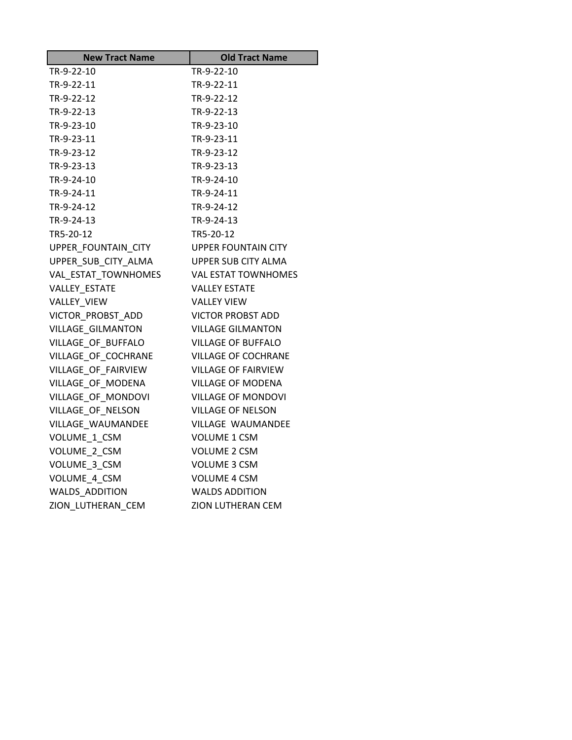| New Tract Name | Old Tract Name |
| --- | --- |
| TR-9-22-10 | TR-9-22-10 |
| TR-9-22-11 | TR-9-22-11 |
| TR-9-22-12 | TR-9-22-12 |
| TR-9-22-13 | TR-9-22-13 |
| TR-9-23-10 | TR-9-23-10 |
| TR-9-23-11 | TR-9-23-11 |
| TR-9-23-12 | TR-9-23-12 |
| TR-9-23-13 | TR-9-23-13 |
| TR-9-24-10 | TR-9-24-10 |
| TR-9-24-11 | TR-9-24-11 |
| TR-9-24-12 | TR-9-24-12 |
| TR-9-24-13 | TR-9-24-13 |
| TR5-20-12 | TR5-20-12 |
| UPPER_FOUNTAIN_CITY | UPPER FOUNTAIN CITY |
| UPPER_SUB_CITY_ALMA | UPPER SUB CITY ALMA |
| VAL_ESTAT_TOWNHOMES | VAL ESTAT TOWNHOMES |
| VALLEY_ESTATE | VALLEY ESTATE |
| VALLEY_VIEW | VALLEY VIEW |
| VICTOR_PROBST_ADD | VICTOR PROBST ADD |
| VILLAGE_GILMANTON | VILLAGE GILMANTON |
| VILLAGE_OF_BUFFALO | VILLAGE OF BUFFALO |
| VILLAGE_OF_COCHRANE | VILLAGE OF COCHRANE |
| VILLAGE_OF_FAIRVIEW | VILLAGE OF FAIRVIEW |
| VILLAGE_OF_MODENA | VILLAGE OF MODENA |
| VILLAGE_OF_MONDOVI | VILLAGE OF MONDOVI |
| VILLAGE_OF_NELSON | VILLAGE OF NELSON |
| VILLAGE_WAUMANDEE | VILLAGE  WAUMANDEE |
| VOLUME_1_CSM | VOLUME 1 CSM |
| VOLUME_2_CSM | VOLUME 2 CSM |
| VOLUME_3_CSM | VOLUME 3 CSM |
| VOLUME_4_CSM | VOLUME 4 CSM |
| WALDS_ADDITION | WALDS ADDITION |
| ZION_LUTHERAN_CEM | ZION LUTHERAN CEM |